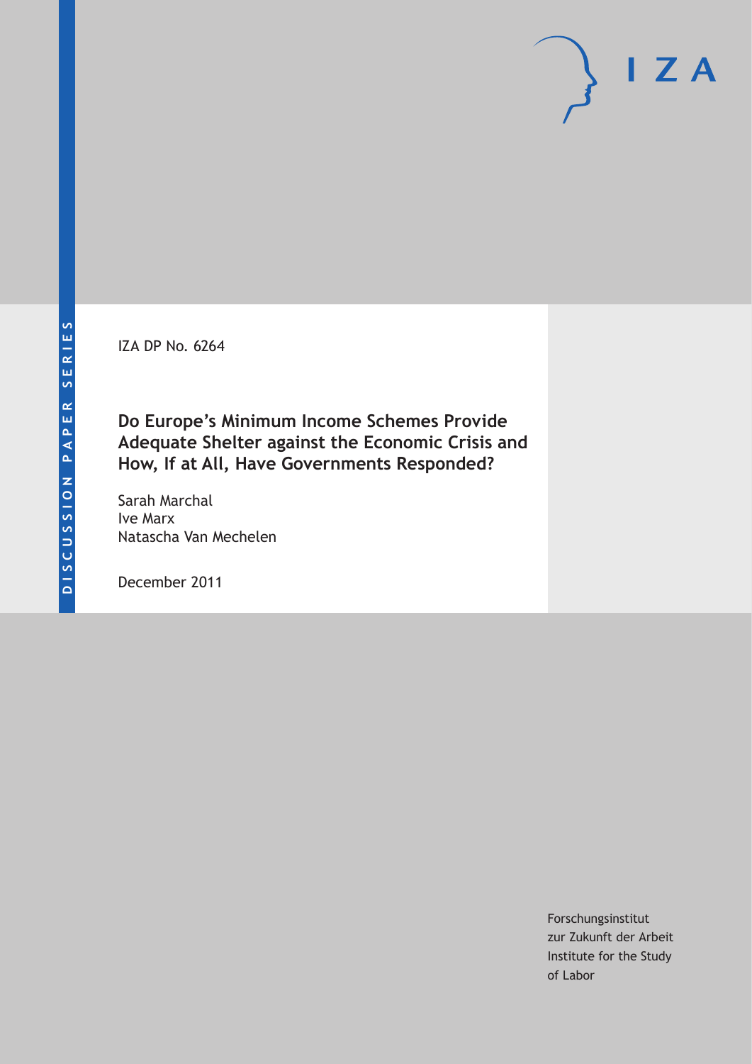DISCUSSION PAPER SERIES

IZA DP No. 6264

# Do Europe's Minimum Income Schemes Provide Adequate Shelter against the Economic Crisis and How, If at All, Have Governments Responded?

Sarah Marchal
Ive Marx
Natascha Van Mechelen

December 2011

Forschungsinstitut
zur Zukunft der Arbeit
Institute for the Study
of Labor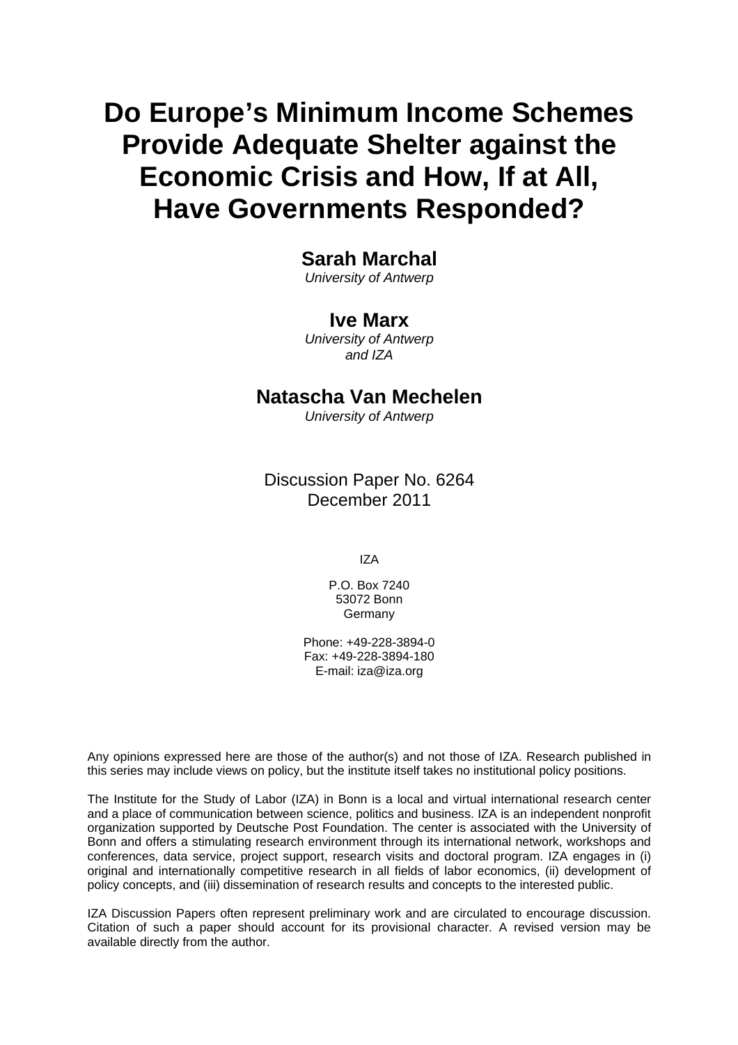# Do Europe's Minimum Income Schemes Provide Adequate Shelter against the Economic Crisis and How, If at All, Have Governments Responded?

**Sarah Marchal**
*University of Antwerp*

**Ive Marx**
*University of Antwerp and IZA*

**Natascha Van Mechelen**
*University of Antwerp*

Discussion Paper No. 6264
December 2011

IZA

P.O. Box 7240
53072 Bonn
Germany

Phone: +49-228-3894-0
Fax: +49-228-3894-180
E-mail: iza@iza.org

Any opinions expressed here are those of the author(s) and not those of IZA. Research published in this series may include views on policy, but the institute itself takes no institutional policy positions.

The Institute for the Study of Labor (IZA) in Bonn is a local and virtual international research center and a place of communication between science, politics and business. IZA is an independent nonprofit organization supported by Deutsche Post Foundation. The center is associated with the University of Bonn and offers a stimulating research environment through its international network, workshops and conferences, data service, project support, research visits and doctoral program. IZA engages in (i) original and internationally competitive research in all fields of labor economics, (ii) development of policy concepts, and (iii) dissemination of research results and concepts to the interested public.

IZA Discussion Papers often represent preliminary work and are circulated to encourage discussion. Citation of such a paper should account for its provisional character. A revised version may be available directly from the author.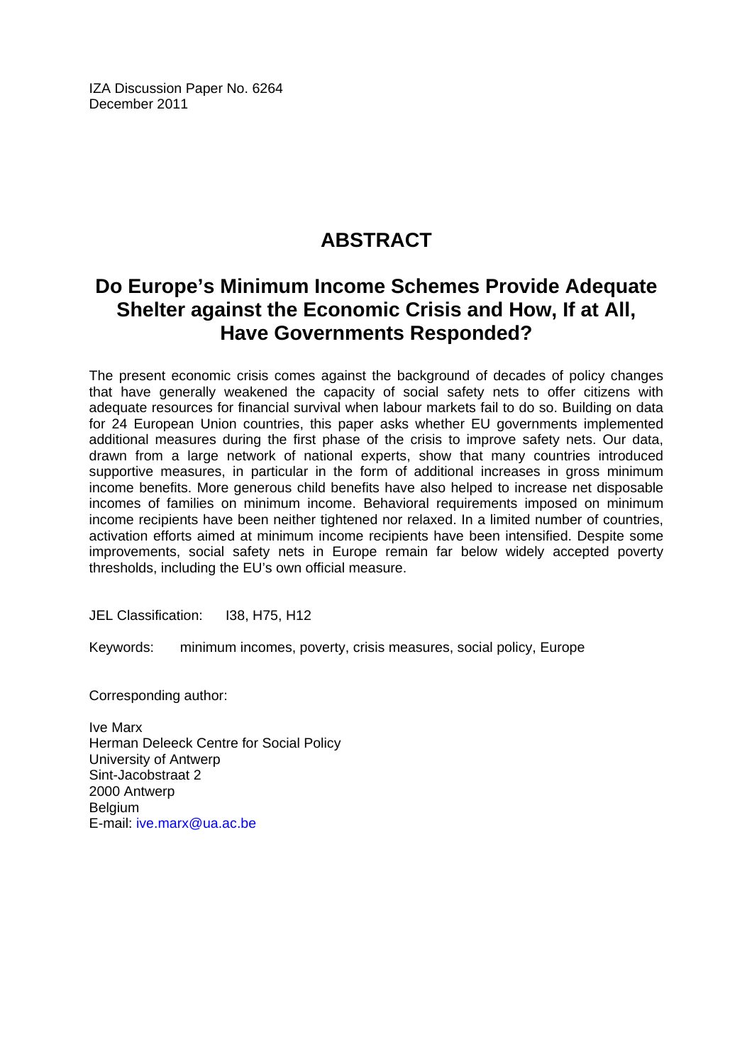IZA Discussion Paper No. 6264
December 2011

# ABSTRACT

## Do Europe's Minimum Income Schemes Provide Adequate Shelter against the Economic Crisis and How, If at All, Have Governments Responded?

The present economic crisis comes against the background of decades of policy changes that have generally weakened the capacity of social safety nets to offer citizens with adequate resources for financial survival when labour markets fail to do so. Building on data for 24 European Union countries, this paper asks whether EU governments implemented additional measures during the first phase of the crisis to improve safety nets. Our data, drawn from a large network of national experts, show that many countries introduced supportive measures, in particular in the form of additional increases in gross minimum income benefits. More generous child benefits have also helped to increase net disposable incomes of families on minimum income. Behavioral requirements imposed on minimum income recipients have been neither tightened nor relaxed. In a limited number of countries, activation efforts aimed at minimum income recipients have been intensified. Despite some improvements, social safety nets in Europe remain far below widely accepted poverty thresholds, including the EU's own official measure.

JEL Classification: I38, H75, H12

Keywords: minimum incomes, poverty, crisis measures, social policy, Europe

Corresponding author:

Ive Marx
Herman Deleeck Centre for Social Policy
University of Antwerp
Sint-Jacobstraat 2
2000 Antwerp
Belgium
E-mail: ive.marx@ua.ac.be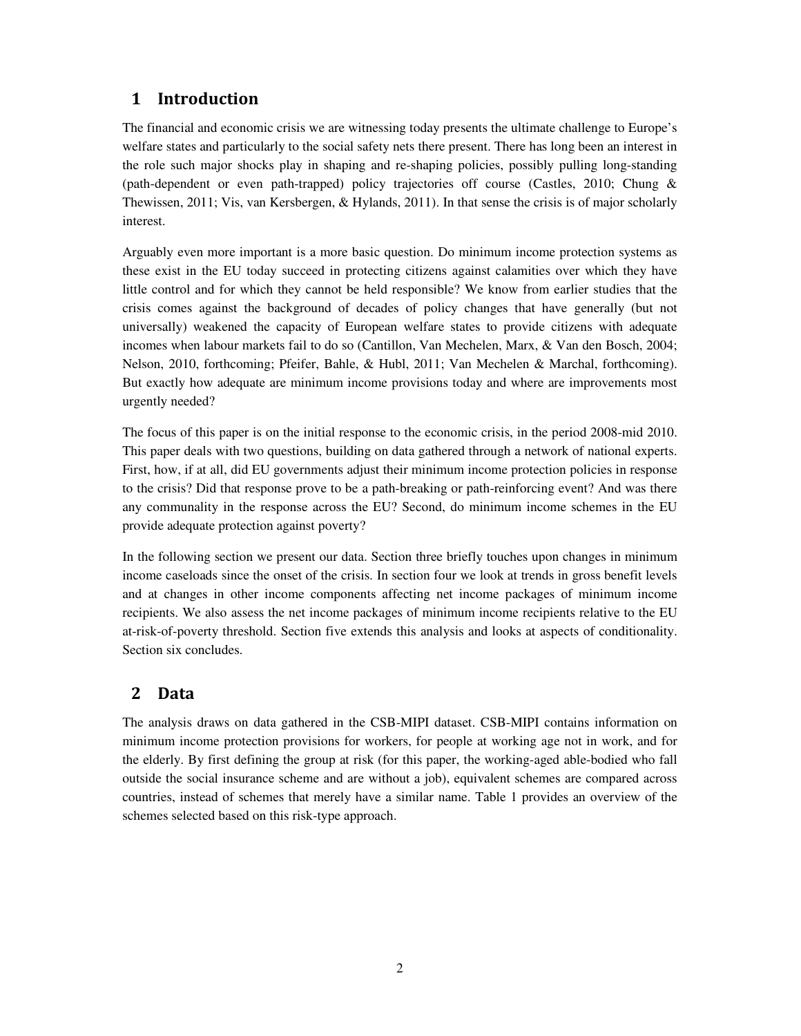# 1 Introduction

The financial and economic crisis we are witnessing today presents the ultimate challenge to Europe's welfare states and particularly to the social safety nets there present. There has long been an interest in the role such major shocks play in shaping and re-shaping policies, possibly pulling long-standing (path-dependent or even path-trapped) policy trajectories off course (Castles, 2010; Chung & Thewissen, 2011; Vis, van Kersbergen, & Hylands, 2011). In that sense the crisis is of major scholarly interest.

Arguably even more important is a more basic question. Do minimum income protection systems as these exist in the EU today succeed in protecting citizens against calamities over which they have little control and for which they cannot be held responsible? We know from earlier studies that the crisis comes against the background of decades of policy changes that have generally (but not universally) weakened the capacity of European welfare states to provide citizens with adequate incomes when labour markets fail to do so (Cantillon, Van Mechelen, Marx, & Van den Bosch, 2004; Nelson, 2010, forthcoming; Pfeifer, Bahle, & Hubl, 2011; Van Mechelen & Marchal, forthcoming). But exactly how adequate are minimum income provisions today and where are improvements most urgently needed?

The focus of this paper is on the initial response to the economic crisis, in the period 2008-mid 2010. This paper deals with two questions, building on data gathered through a network of national experts. First, how, if at all, did EU governments adjust their minimum income protection policies in response to the crisis? Did that response prove to be a path-breaking or path-reinforcing event? And was there any communality in the response across the EU? Second, do minimum income schemes in the EU provide adequate protection against poverty?

In the following section we present our data. Section three briefly touches upon changes in minimum income caseloads since the onset of the crisis. In section four we look at trends in gross benefit levels and at changes in other income components affecting net income packages of minimum income recipients. We also assess the net income packages of minimum income recipients relative to the EU at-risk-of-poverty threshold. Section five extends this analysis and looks at aspects of conditionality. Section six concludes.

# 2 Data

The analysis draws on data gathered in the CSB-MIPI dataset. CSB-MIPI contains information on minimum income protection provisions for workers, for people at working age not in work, and for the elderly. By first defining the group at risk (for this paper, the working-aged able-bodied who fall outside the social insurance scheme and are without a job), equivalent schemes are compared across countries, instead of schemes that merely have a similar name. Table 1 provides an overview of the schemes selected based on this risk-type approach.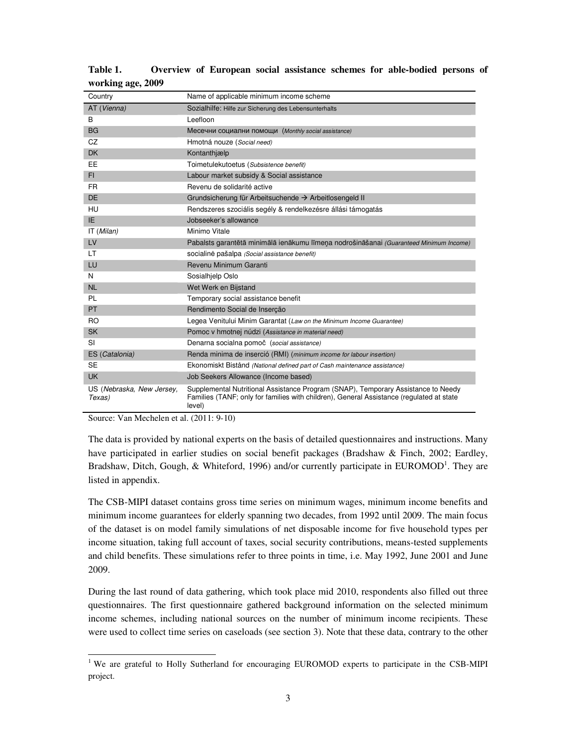**Table 1. Overview of European social assistance schemes for able-bodied persons of working age, 2009**

| Country | Name of applicable minimum income scheme |
|---|---|
| AT (*Vienna*) | Sozialhilfe: Hilfe zur Sicherung des Lebensunterhalts |
| B | Leefloon |
| BG | Месечни социални помощи (*Monthly social assistance*) |
| CZ | Hmotná nouze (*Social need*) |
| DK | Kontanthjælp |
| EE | Toimetulekutoetus (*Subsistence benefit*) |
| FI | Labour market subsidy & Social assistance |
| FR | Revenu de solidarité active |
| DE | Grundsicherung für Arbeitsuchende → Arbeitslosengeld II |
| HU | Rendszeres szociális segély & rendelkezésre állási támogatás |
| IE | Jobseeker's allowance |
| IT (*Milan*) | Minimo Vitale |
| LV | Pabalsts garantētā minimālā ienākumu līmeņa nodrošināšanai (*Guaranteed Minimum Income*) |
| LT | socialinė pašalpa (*Social assistance benefit*) |
| LU | Revenu Minimum Garanti |
| N | Sosialhjelp Oslo |
| NL | Wet Werk en Bijstand |
| PL | Temporary social assistance benefit |
| PT | Rendimento Social de Inserção |
| RO | Legea Venitului Minim Garantat (*Law on the Minimum Income Guarantee*) |
| SK | Pomoc v hmotnej núdzi (*Assistance in material need*) |
| SI | Denarna socialna pomoč (*social assistance*) |
| ES (*Catalonia*) | Renda minima de inserció (RMI) (*minimum income for labour insertion*) |
| SE | Ekonomiskt Bistånd (*National defined part of Cash maintenance assistance*) |
| UK | Job Seekers Allowance (Income based) |
| US (*Nebraska, New Jersey, Texas*) | Supplemental Nutritional Assistance Program (SNAP), Temporary Assistance to Needy Families (TANF; only for families with children), General Assistance (regulated at state level) |

Source: Van Mechelen et al. (2011: 9-10)

The data is provided by national experts on the basis of detailed questionnaires and instructions. Many have participated in earlier studies on social benefit packages (Bradshaw & Finch, 2002; Eardley, Bradshaw, Ditch, Gough, & Whiteford, 1996) and/or currently participate in EUROMOD[1]. They are listed in appendix.

The CSB-MIPI dataset contains gross time series on minimum wages, minimum income benefits and minimum income guarantees for elderly spanning two decades, from 1992 until 2009. The main focus of the dataset is on model family simulations of net disposable income for five household types per income situation, taking full account of taxes, social security contributions, means-tested supplements and child benefits. These simulations refer to three points in time, i.e. May 1992, June 2001 and June 2009.

During the last round of data gathering, which took place mid 2010, respondents also filled out three questionnaires. The first questionnaire gathered background information on the selected minimum income schemes, including national sources on the number of minimum income recipients. These were used to collect time series on caseloads (see section 3). Note that these data, contrary to the other

[1] We are grateful to Holly Sutherland for encouraging EUROMOD experts to participate in the CSB-MIPI project.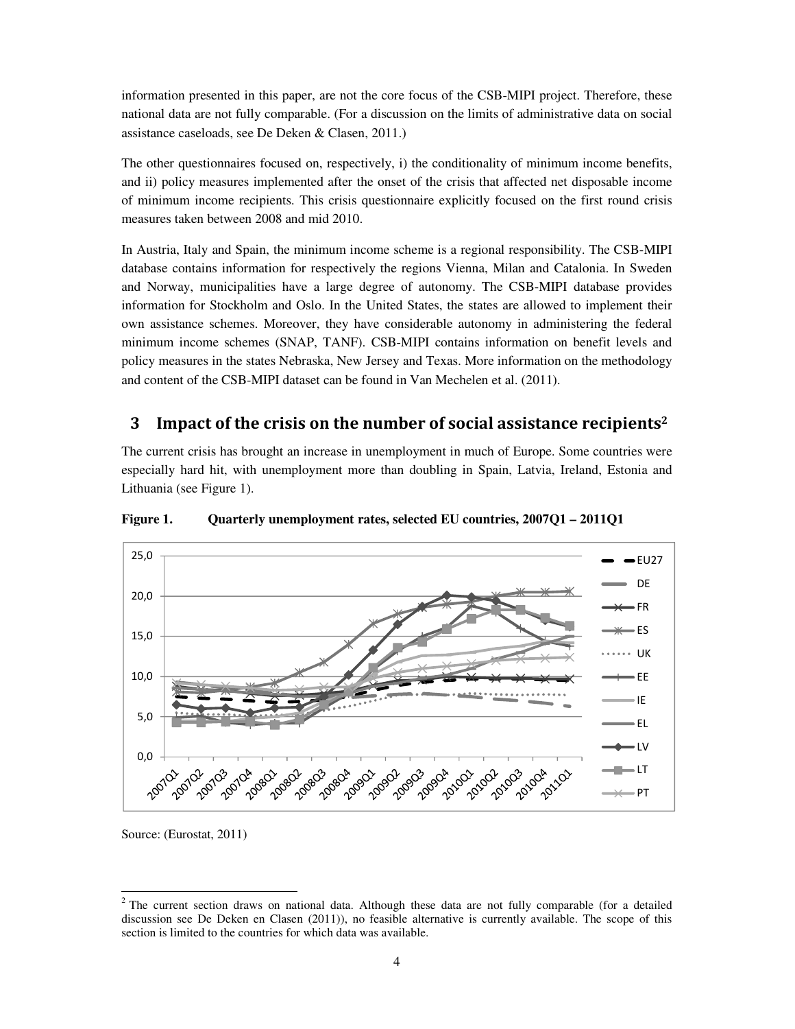information presented in this paper, are not the core focus of the CSB-MIPI project. Therefore, these national data are not fully comparable. (For a discussion on the limits of administrative data on social assistance caseloads, see De Deken & Clasen, 2011.)

The other questionnaires focused on, respectively, i) the conditionality of minimum income benefits, and ii) policy measures implemented after the onset of the crisis that affected net disposable income of minimum income recipients. This crisis questionnaire explicitly focused on the first round crisis measures taken between 2008 and mid 2010.

In Austria, Italy and Spain, the minimum income scheme is a regional responsibility. The CSB-MIPI database contains information for respectively the regions Vienna, Milan and Catalonia. In Sweden and Norway, municipalities have a large degree of autonomy. The CSB-MIPI database provides information for Stockholm and Oslo. In the United States, the states are allowed to implement their own assistance schemes. Moreover, they have considerable autonomy in administering the federal minimum income schemes (SNAP, TANF). CSB-MIPI contains information on benefit levels and policy measures in the states Nebraska, New Jersey and Texas. More information on the methodology and content of the CSB-MIPI dataset can be found in Van Mechelen et al. (2011).

## 3 Impact of the crisis on the number of social assistance recipients[2]

The current crisis has brought an increase in unemployment in much of Europe. Some countries were especially hard hit, with unemployment more than doubling in Spain, Latvia, Ireland, Estonia and Lithuania (see Figure 1).

**Figure 1. Quarterly unemployment rates, selected EU countries, 2007Q1 – 2011Q1**

Source: (Eurostat, 2011)

[2] The current section draws on national data. Although these data are not fully comparable (for a detailed discussion see De Deken en Clasen (2011)), no feasible alternative is currently available. The scope of this section is limited to the countries for which data was available.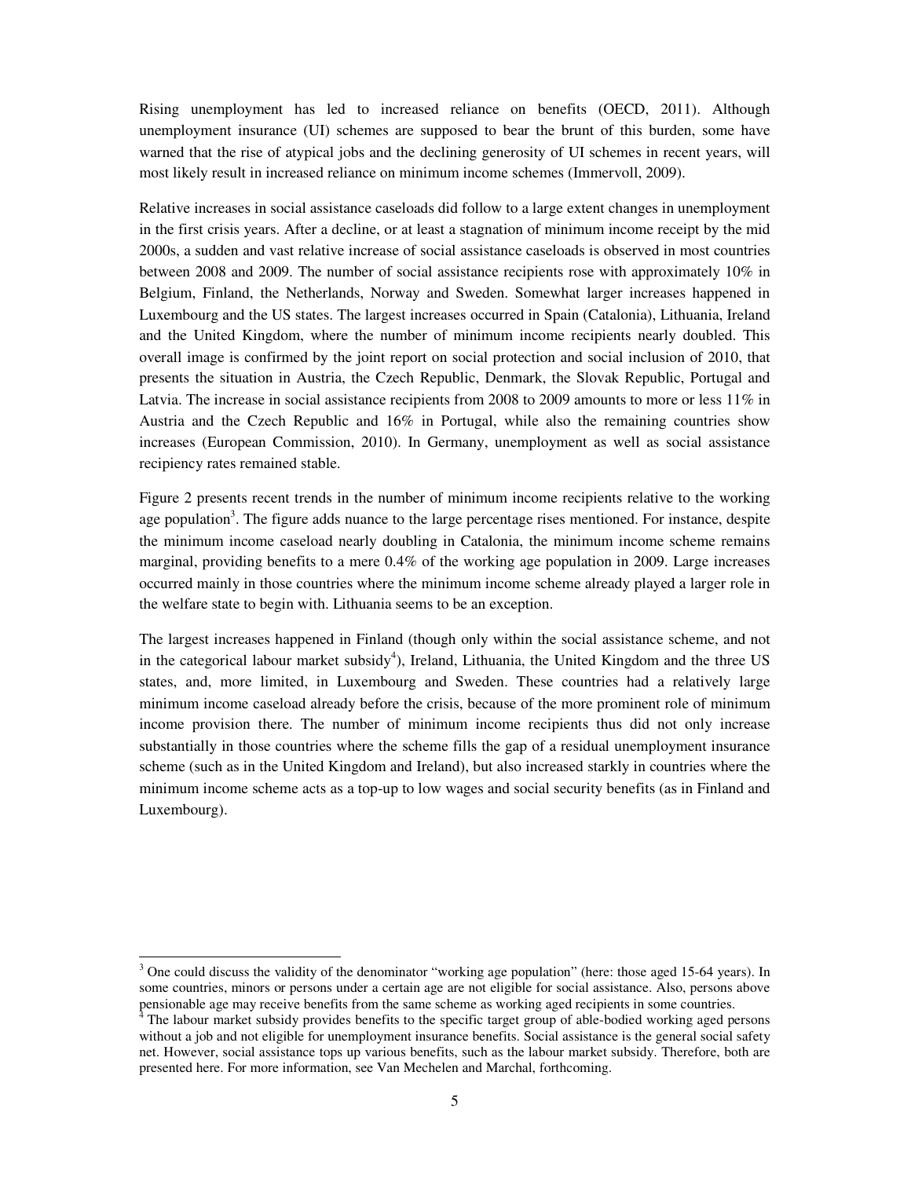Rising unemployment has led to increased reliance on benefits (OECD, 2011). Although unemployment insurance (UI) schemes are supposed to bear the brunt of this burden, some have warned that the rise of atypical jobs and the declining generosity of UI schemes in recent years, will most likely result in increased reliance on minimum income schemes (Immervoll, 2009).

Relative increases in social assistance caseloads did follow to a large extent changes in unemployment in the first crisis years. After a decline, or at least a stagnation of minimum income receipt by the mid 2000s, a sudden and vast relative increase of social assistance caseloads is observed in most countries between 2008 and 2009. The number of social assistance recipients rose with approximately 10% in Belgium, Finland, the Netherlands, Norway and Sweden. Somewhat larger increases happened in Luxembourg and the US states. The largest increases occurred in Spain (Catalonia), Lithuania, Ireland and the United Kingdom, where the number of minimum income recipients nearly doubled. This overall image is confirmed by the joint report on social protection and social inclusion of 2010, that presents the situation in Austria, the Czech Republic, Denmark, the Slovak Republic, Portugal and Latvia. The increase in social assistance recipients from 2008 to 2009 amounts to more or less 11% in Austria and the Czech Republic and 16% in Portugal, while also the remaining countries show increases (European Commission, 2010). In Germany, unemployment as well as social assistance recipiency rates remained stable.

Figure 2 presents recent trends in the number of minimum income recipients relative to the working age population[3]. The figure adds nuance to the large percentage rises mentioned. For instance, despite the minimum income caseload nearly doubling in Catalonia, the minimum income scheme remains marginal, providing benefits to a mere 0.4% of the working age population in 2009. Large increases occurred mainly in those countries where the minimum income scheme already played a larger role in the welfare state to begin with. Lithuania seems to be an exception.

The largest increases happened in Finland (though only within the social assistance scheme, and not in the categorical labour market subsidy[4]), Ireland, Lithuania, the United Kingdom and the three US states, and, more limited, in Luxembourg and Sweden. These countries had a relatively large minimum income caseload already before the crisis, because of the more prominent role of minimum income provision there. The number of minimum income recipients thus did not only increase substantially in those countries where the scheme fills the gap of a residual unemployment insurance scheme (such as in the United Kingdom and Ireland), but also increased starkly in countries where the minimum income scheme acts as a top-up to low wages and social security benefits (as in Finland and Luxembourg).

---

[3] One could discuss the validity of the denominator "working age population" (here: those aged 15-64 years). In some countries, minors or persons under a certain age are not eligible for social assistance. Also, persons above pensionable age may receive benefits from the same scheme as working aged recipients in some countries.

[4] The labour market subsidy provides benefits to the specific target group of able-bodied working aged persons without a job and not eligible for unemployment insurance benefits. Social assistance is the general social safety net. However, social assistance tops up various benefits, such as the labour market subsidy. Therefore, both are presented here. For more information, see Van Mechelen and Marchal, forthcoming.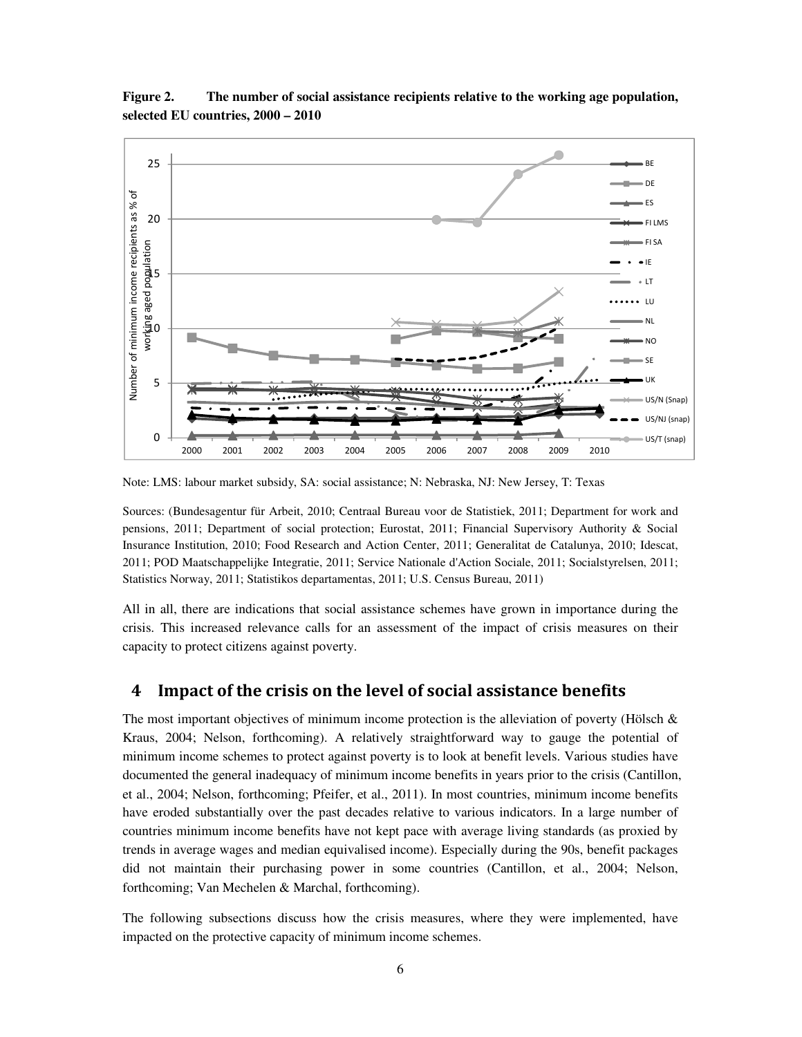**Figure 2. The number of social assistance recipients relative to the working age population, selected EU countries, 2000 – 2010**

Note: LMS: labour market subsidy, SA: social assistance; N: Nebraska, NJ: New Jersey, T: Texas

Sources: (Bundesagentur für Arbeit, 2010; Centraal Bureau voor de Statistiek, 2011; Department for work and pensions, 2011; Department of social protection; Eurostat, 2011; Financial Supervisory Authority & Social Insurance Institution, 2010; Food Research and Action Center, 2011; Generalitat de Catalunya, 2010; Idescat, 2011; POD Maatschappelijke Integratie, 2011; Service Nationale d'Action Sociale, 2011; Socialstyrelsen, 2011; Statistics Norway, 2011; Statistikos departamentas, 2011; U.S. Census Bureau, 2011)

All in all, there are indications that social assistance schemes have grown in importance during the crisis. This increased relevance calls for an assessment of the impact of crisis measures on their capacity to protect citizens against poverty.

## 4 Impact of the crisis on the level of social assistance benefits

The most important objectives of minimum income protection is the alleviation of poverty (Hölsch & Kraus, 2004; Nelson, forthcoming). A relatively straightforward way to gauge the potential of minimum income schemes to protect against poverty is to look at benefit levels. Various studies have documented the general inadequacy of minimum income benefits in years prior to the crisis (Cantillon, et al., 2004; Nelson, forthcoming; Pfeifer, et al., 2011). In most countries, minimum income benefits have eroded substantially over the past decades relative to various indicators. In a large number of countries minimum income benefits have not kept pace with average living standards (as proxied by trends in average wages and median equivalised income). Especially during the 90s, benefit packages did not maintain their purchasing power in some countries (Cantillon, et al., 2004; Nelson, forthcoming; Van Mechelen & Marchal, forthcoming).

The following subsections discuss how the crisis measures, where they were implemented, have impacted on the protective capacity of minimum income schemes.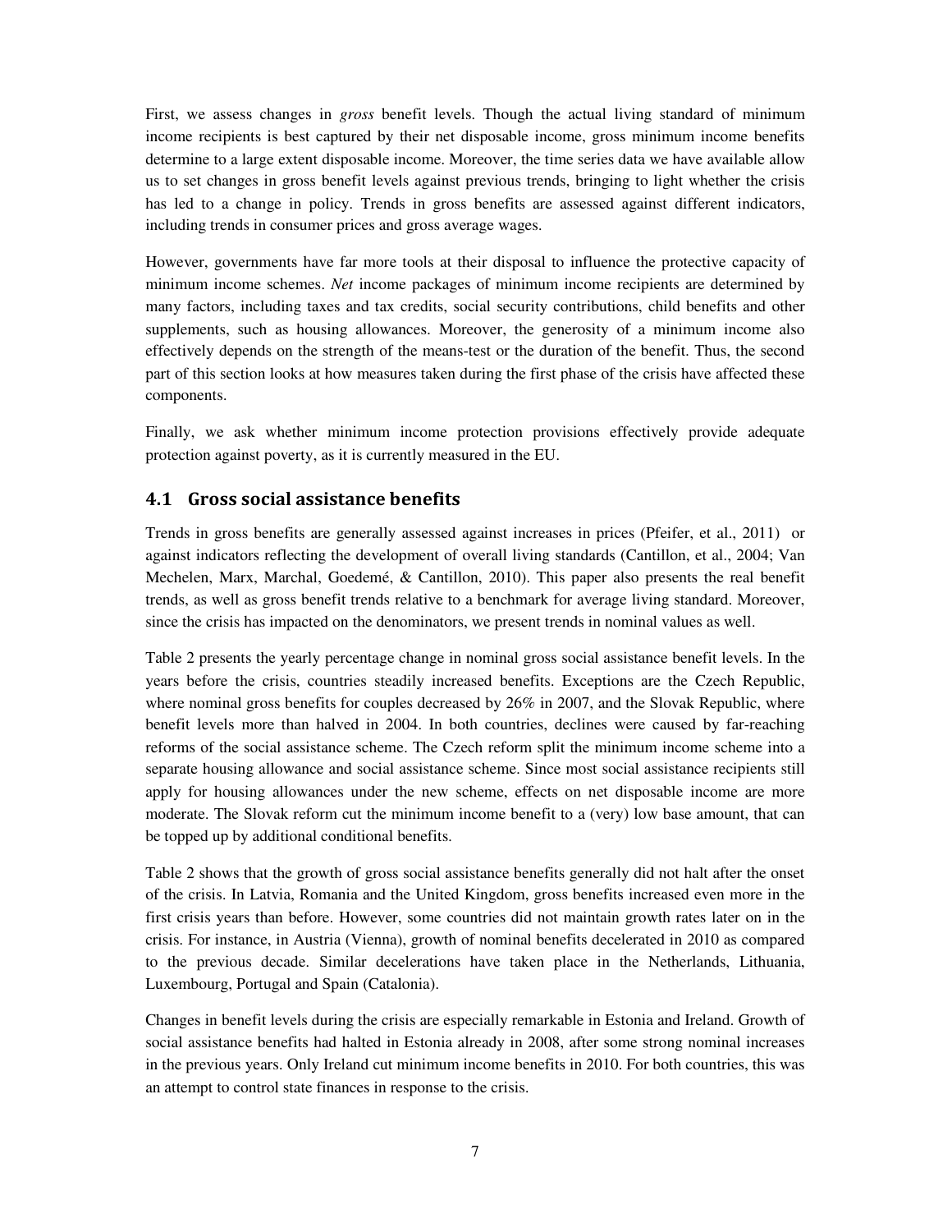First, we assess changes in *gross* benefit levels. Though the actual living standard of minimum income recipients is best captured by their net disposable income, gross minimum income benefits determine to a large extent disposable income. Moreover, the time series data we have available allow us to set changes in gross benefit levels against previous trends, bringing to light whether the crisis has led to a change in policy. Trends in gross benefits are assessed against different indicators, including trends in consumer prices and gross average wages.

However, governments have far more tools at their disposal to influence the protective capacity of minimum income schemes. *Net* income packages of minimum income recipients are determined by many factors, including taxes and tax credits, social security contributions, child benefits and other supplements, such as housing allowances. Moreover, the generosity of a minimum income also effectively depends on the strength of the means-test or the duration of the benefit. Thus, the second part of this section looks at how measures taken during the first phase of the crisis have affected these components.

Finally, we ask whether minimum income protection provisions effectively provide adequate protection against poverty, as it is currently measured in the EU.

## 4.1 Gross social assistance benefits

Trends in gross benefits are generally assessed against increases in prices (Pfeifer, et al., 2011) or against indicators reflecting the development of overall living standards (Cantillon, et al., 2004; Van Mechelen, Marx, Marchal, Goedemé, & Cantillon, 2010). This paper also presents the real benefit trends, as well as gross benefit trends relative to a benchmark for average living standard. Moreover, since the crisis has impacted on the denominators, we present trends in nominal values as well.

Table 2 presents the yearly percentage change in nominal gross social assistance benefit levels. In the years before the crisis, countries steadily increased benefits. Exceptions are the Czech Republic, where nominal gross benefits for couples decreased by 26% in 2007, and the Slovak Republic, where benefit levels more than halved in 2004. In both countries, declines were caused by far-reaching reforms of the social assistance scheme. The Czech reform split the minimum income scheme into a separate housing allowance and social assistance scheme. Since most social assistance recipients still apply for housing allowances under the new scheme, effects on net disposable income are more moderate. The Slovak reform cut the minimum income benefit to a (very) low base amount, that can be topped up by additional conditional benefits.

Table 2 shows that the growth of gross social assistance benefits generally did not halt after the onset of the crisis. In Latvia, Romania and the United Kingdom, gross benefits increased even more in the first crisis years than before. However, some countries did not maintain growth rates later on in the crisis. For instance, in Austria (Vienna), growth of nominal benefits decelerated in 2010 as compared to the previous decade. Similar decelerations have taken place in the Netherlands, Lithuania, Luxembourg, Portugal and Spain (Catalonia).

Changes in benefit levels during the crisis are especially remarkable in Estonia and Ireland. Growth of social assistance benefits had halted in Estonia already in 2008, after some strong nominal increases in the previous years. Only Ireland cut minimum income benefits in 2010. For both countries, this was an attempt to control state finances in response to the crisis.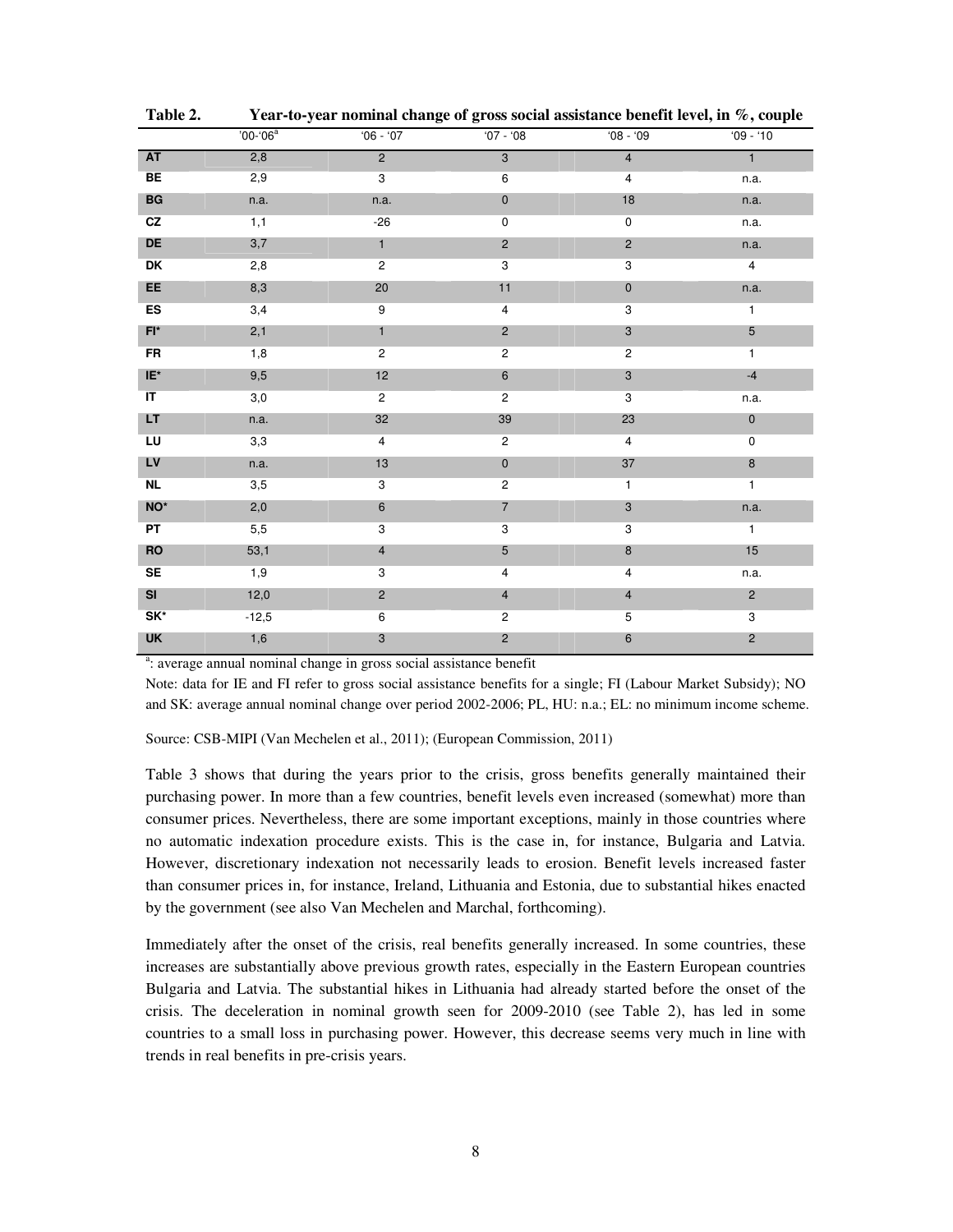**Table 2. Year-to-year nominal change of gross social assistance benefit level, in %, couple**

| | '00-'06[a] | '06 - '07 | '07 - '08 | '08 - '09 | '09 - '10 |
|---|---|---|---|---|---|
| **AT** | 2,8 | 2 | 3 | 4 | 1 |
| **BE** | 2,9 | 3 | 6 | 4 | n.a. |
| **BG** | n.a. | n.a. | 0 | 18 | n.a. |
| **CZ** | 1,1 | -26 | 0 | 0 | n.a. |
| **DE** | 3,7 | 1 | 2 | 2 | n.a. |
| **DK** | 2,8 | 2 | 3 | 3 | 4 |
| **EE** | 8,3 | 20 | 11 | 0 | n.a. |
| **ES** | 3,4 | 9 | 4 | 3 | 1 |
| **FI*** | 2,1 | 1 | 2 | 3 | 5 |
| **FR** | 1,8 | 2 | 2 | 2 | 1 |
| **IE*** | 9,5 | 12 | 6 | 3 | -4 |
| **IT** | 3,0 | 2 | 2 | 3 | n.a. |
| **LT** | n.a. | 32 | 39 | 23 | 0 |
| **LU** | 3,3 | 4 | 2 | 4 | 0 |
| **LV** | n.a. | 13 | 0 | 37 | 8 |
| **NL** | 3,5 | 3 | 2 | 1 | 1 |
| **NO*** | 2,0 | 6 | 7 | 3 | n.a. |
| **PT** | 5,5 | 3 | 3 | 3 | 1 |
| **RO** | 53,1 | 4 | 5 | 8 | 15 |
| **SE** | 1,9 | 3 | 4 | 4 | n.a. |
| **SI** | 12,0 | 2 | 4 | 4 | 2 |
| **SK*** | -12,5 | 6 | 2 | 5 | 3 |
| **UK** | 1,6 | 3 | 2 | 6 | 2 |

[a]: average annual nominal change in gross social assistance benefit

Note: data for IE and FI refer to gross social assistance benefits for a single; FI (Labour Market Subsidy); NO and SK: average annual nominal change over period 2002-2006; PL, HU: n.a.; EL: no minimum income scheme.

Source: CSB-MIPI (Van Mechelen et al., 2011); (European Commission, 2011)

Table 3 shows that during the years prior to the crisis, gross benefits generally maintained their purchasing power. In more than a few countries, benefit levels even increased (somewhat) more than consumer prices. Nevertheless, there are some important exceptions, mainly in those countries where no automatic indexation procedure exists. This is the case in, for instance, Bulgaria and Latvia. However, discretionary indexation not necessarily leads to erosion. Benefit levels increased faster than consumer prices in, for instance, Ireland, Lithuania and Estonia, due to substantial hikes enacted by the government (see also Van Mechelen and Marchal, forthcoming).

Immediately after the onset of the crisis, real benefits generally increased. In some countries, these increases are substantially above previous growth rates, especially in the Eastern European countries Bulgaria and Latvia. The substantial hikes in Lithuania had already started before the onset of the crisis. The deceleration in nominal growth seen for 2009-2010 (see Table 2), has led in some countries to a small loss in purchasing power. However, this decrease seems very much in line with trends in real benefits in pre-crisis years.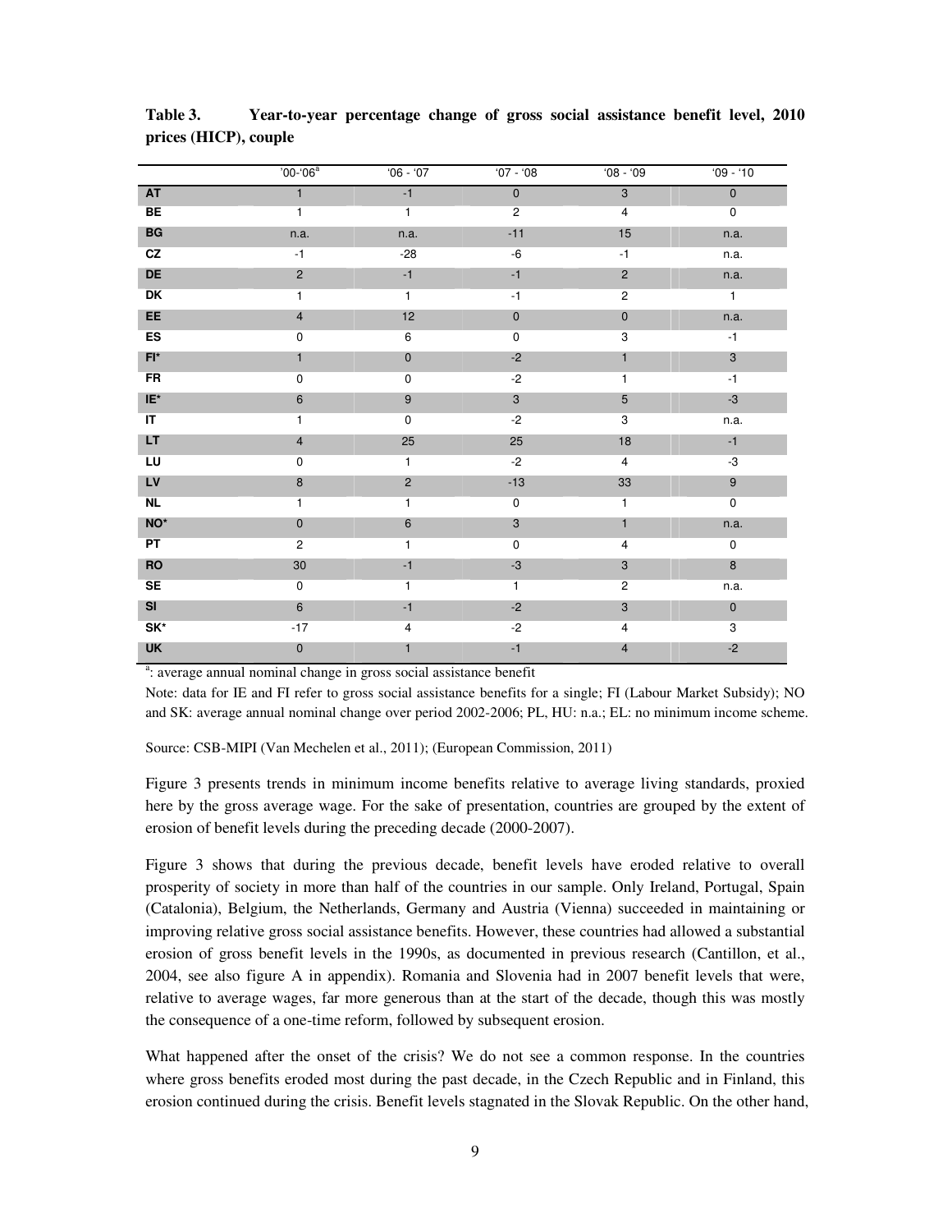**Table 3. Year-to-year percentage change of gross social assistance benefit level, 2010 prices (HICP), couple**

| | '00-'06[a] | '06 - '07 | '07 - '08 | '08 - '09 | '09 - '10 |
|---|---|---|---|---|---|
| **AT** | 1 | -1 | 0 | 3 | 0 |
| **BE** | 1 | 1 | 2 | 4 | 0 |
| **BG** | n.a. | n.a. | -11 | 15 | n.a. |
| **CZ** | -1 | -28 | -6 | -1 | n.a. |
| **DE** | 2 | -1 | -1 | 2 | n.a. |
| **DK** | 1 | 1 | -1 | 2 | 1 |
| **EE** | 4 | 12 | 0 | 0 | n.a. |
| **ES** | 0 | 6 | 0 | 3 | -1 |
| **FI*** | 1 | 0 | -2 | 1 | 3 |
| **FR** | 0 | 0 | -2 | 1 | -1 |
| **IE*** | 6 | 9 | 3 | 5 | -3 |
| **IT** | 1 | 0 | -2 | 3 | n.a. |
| **LT** | 4 | 25 | 25 | 18 | -1 |
| **LU** | 0 | 1 | -2 | 4 | -3 |
| **LV** | 8 | 2 | -13 | 33 | 9 |
| **NL** | 1 | 1 | 0 | 1 | 0 |
| **NO*** | 0 | 6 | 3 | 1 | n.a. |
| **PT** | 2 | 1 | 0 | 4 | 0 |
| **RO** | 30 | -1 | -3 | 3 | 8 |
| **SE** | 0 | 1 | 1 | 2 | n.a. |
| **SI** | 6 | -1 | -2 | 3 | 0 |
| **SK*** | -17 | 4 | -2 | 4 | 3 |
| **UK** | 0 | 1 | -1 | 4 | -2 |

[a]: average annual nominal change in gross social assistance benefit

Note: data for IE and FI refer to gross social assistance benefits for a single; FI (Labour Market Subsidy); NO and SK: average annual nominal change over period 2002-2006; PL, HU: n.a.; EL: no minimum income scheme.

Source: CSB-MIPI (Van Mechelen et al., 2011); (European Commission, 2011)

Figure 3 presents trends in minimum income benefits relative to average living standards, proxied here by the gross average wage. For the sake of presentation, countries are grouped by the extent of erosion of benefit levels during the preceding decade (2000-2007).

Figure 3 shows that during the previous decade, benefit levels have eroded relative to overall prosperity of society in more than half of the countries in our sample. Only Ireland, Portugal, Spain (Catalonia), Belgium, the Netherlands, Germany and Austria (Vienna) succeeded in maintaining or improving relative gross social assistance benefits. However, these countries had allowed a substantial erosion of gross benefit levels in the 1990s, as documented in previous research (Cantillon, et al., 2004, see also figure A in appendix). Romania and Slovenia had in 2007 benefit levels that were, relative to average wages, far more generous than at the start of the decade, though this was mostly the consequence of a one-time reform, followed by subsequent erosion.

What happened after the onset of the crisis? We do not see a common response. In the countries where gross benefits eroded most during the past decade, in the Czech Republic and in Finland, this erosion continued during the crisis. Benefit levels stagnated in the Slovak Republic. On the other hand,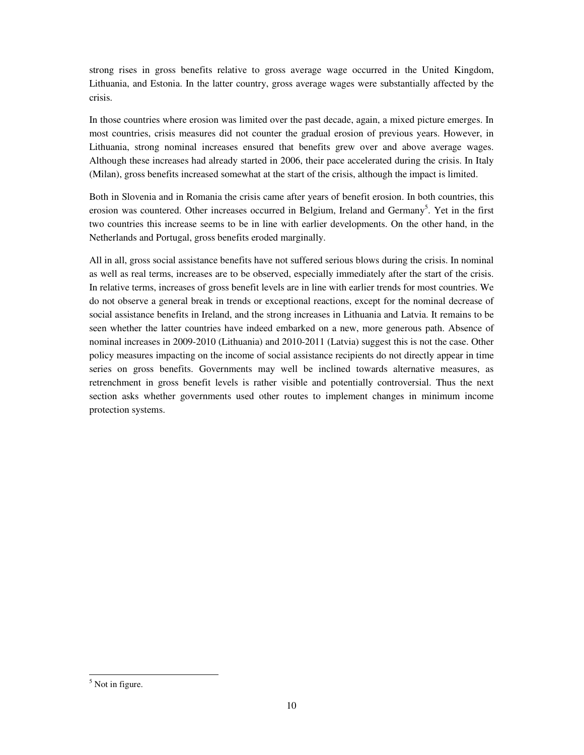strong rises in gross benefits relative to gross average wage occurred in the United Kingdom, Lithuania, and Estonia. In the latter country, gross average wages were substantially affected by the crisis.

In those countries where erosion was limited over the past decade, again, a mixed picture emerges. In most countries, crisis measures did not counter the gradual erosion of previous years. However, in Lithuania, strong nominal increases ensured that benefits grew over and above average wages. Although these increases had already started in 2006, their pace accelerated during the crisis. In Italy (Milan), gross benefits increased somewhat at the start of the crisis, although the impact is limited.

Both in Slovenia and in Romania the crisis came after years of benefit erosion. In both countries, this erosion was countered. Other increases occurred in Belgium, Ireland and Germany[5]. Yet in the first two countries this increase seems to be in line with earlier developments. On the other hand, in the Netherlands and Portugal, gross benefits eroded marginally.

All in all, gross social assistance benefits have not suffered serious blows during the crisis. In nominal as well as real terms, increases are to be observed, especially immediately after the start of the crisis. In relative terms, increases of gross benefit levels are in line with earlier trends for most countries. We do not observe a general break in trends or exceptional reactions, except for the nominal decrease of social assistance benefits in Ireland, and the strong increases in Lithuania and Latvia. It remains to be seen whether the latter countries have indeed embarked on a new, more generous path. Absence of nominal increases in 2009-2010 (Lithuania) and 2010-2011 (Latvia) suggest this is not the case. Other policy measures impacting on the income of social assistance recipients do not directly appear in time series on gross benefits. Governments may well be inclined towards alternative measures, as retrenchment in gross benefit levels is rather visible and potentially controversial. Thus the next section asks whether governments used other routes to implement changes in minimum income protection systems.

[5] Not in figure.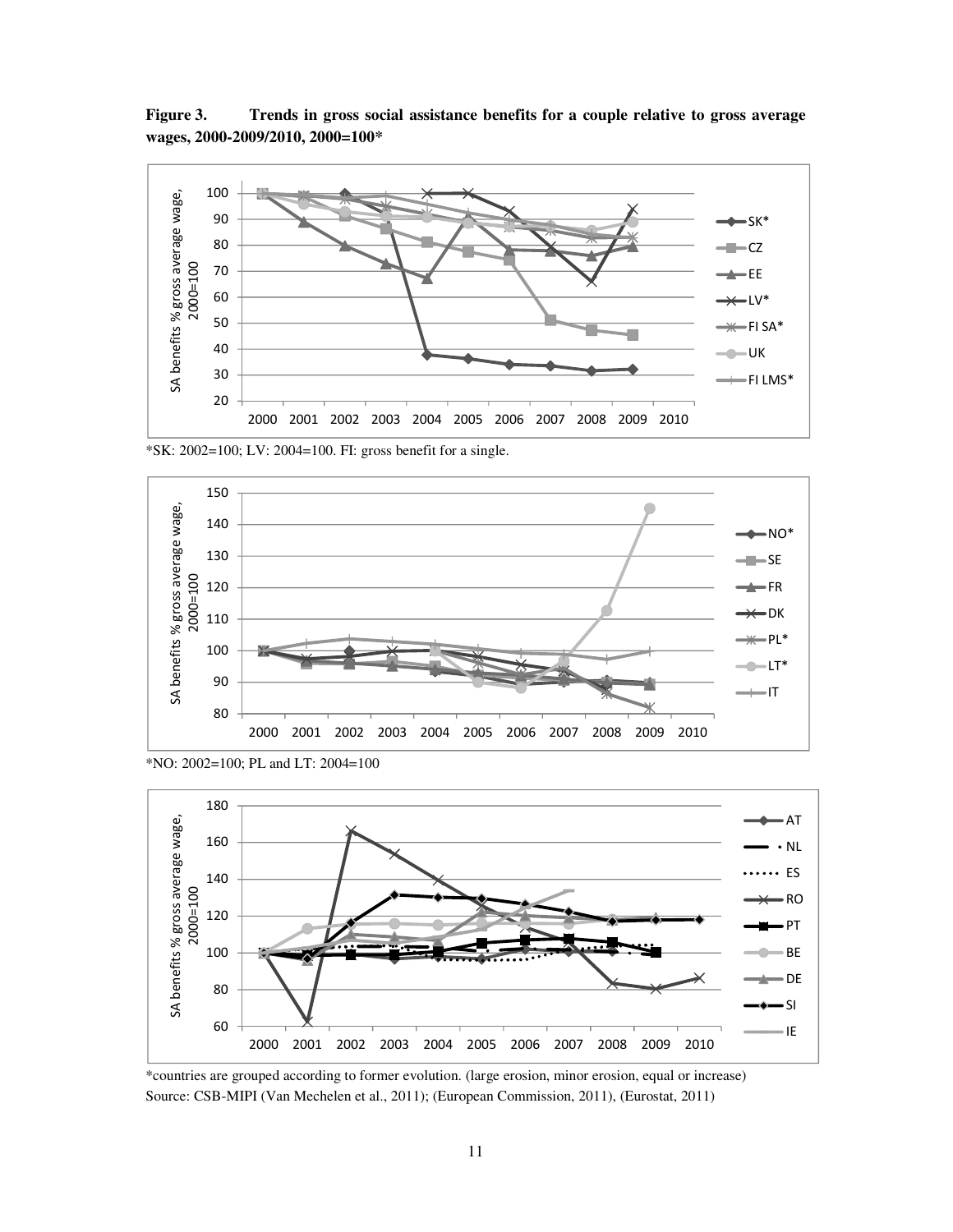**Figure 3. Trends in gross social assistance benefits for a couple relative to gross average wages, 2000-2009/2010, 2000=100***

*SK: 2002=100; LV: 2004=100. FI: gross benefit for a single.

*NO: 2002=100; PL and LT: 2004=100

*countries are grouped according to former evolution. (large erosion, minor erosion, equal or increase)

Source: CSB-MIPI (Van Mechelen et al., 2011); (European Commission, 2011), (Eurostat, 2011)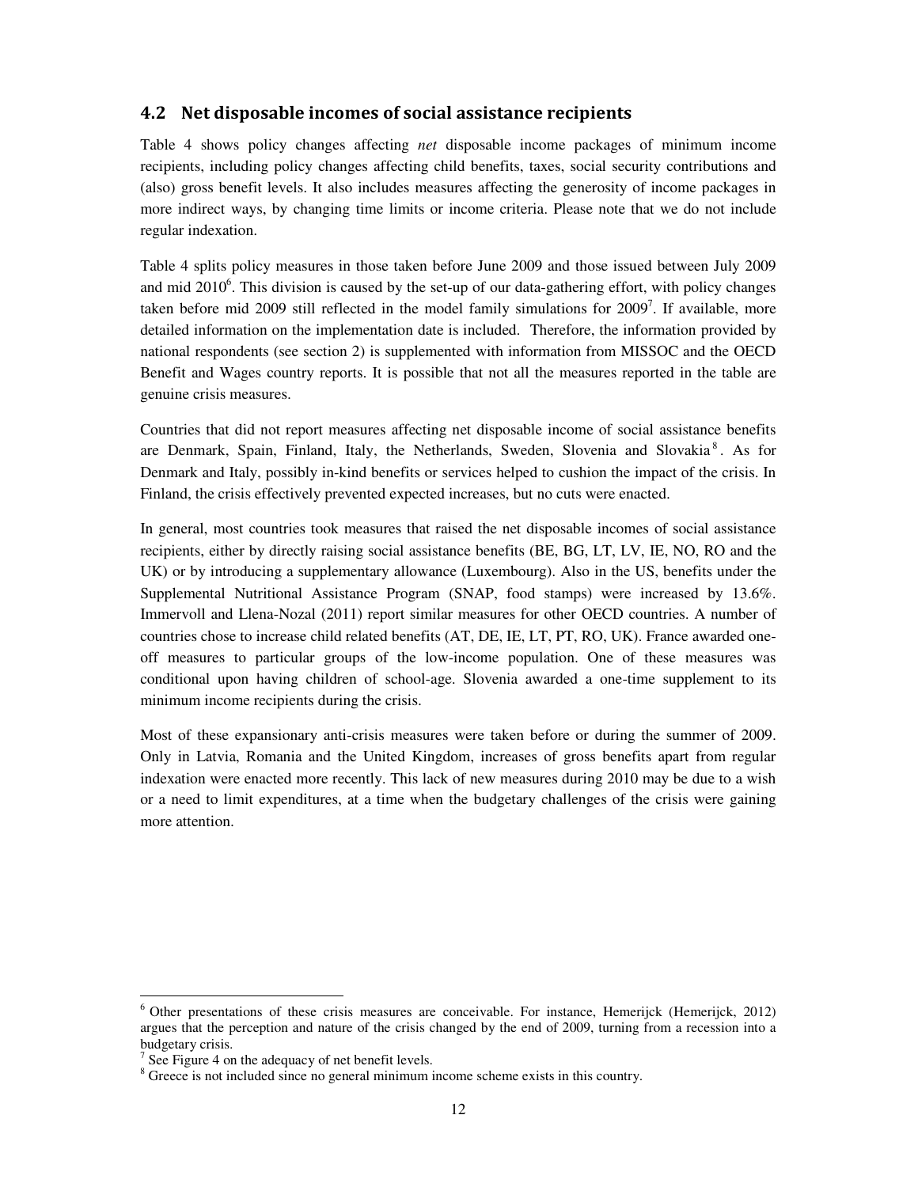## 4.2 Net disposable incomes of social assistance recipients

Table 4 shows policy changes affecting *net* disposable income packages of minimum income recipients, including policy changes affecting child benefits, taxes, social security contributions and (also) gross benefit levels. It also includes measures affecting the generosity of income packages in more indirect ways, by changing time limits or income criteria. Please note that we do not include regular indexation.

Table 4 splits policy measures in those taken before June 2009 and those issued between July 2009 and mid 2010[6]. This division is caused by the set-up of our data-gathering effort, with policy changes taken before mid 2009 still reflected in the model family simulations for 2009[7]. If available, more detailed information on the implementation date is included. Therefore, the information provided by national respondents (see section 2) is supplemented with information from MISSOC and the OECD Benefit and Wages country reports. It is possible that not all the measures reported in the table are genuine crisis measures.

Countries that did not report measures affecting net disposable income of social assistance benefits are Denmark, Spain, Finland, Italy, the Netherlands, Sweden, Slovenia and Slovakia[8]. As for Denmark and Italy, possibly in-kind benefits or services helped to cushion the impact of the crisis. In Finland, the crisis effectively prevented expected increases, but no cuts were enacted.

In general, most countries took measures that raised the net disposable incomes of social assistance recipients, either by directly raising social assistance benefits (BE, BG, LT, LV, IE, NO, RO and the UK) or by introducing a supplementary allowance (Luxembourg). Also in the US, benefits under the Supplemental Nutritional Assistance Program (SNAP, food stamps) were increased by 13.6%. Immervoll and Llena-Nozal (2011) report similar measures for other OECD countries. A number of countries chose to increase child related benefits (AT, DE, IE, LT, PT, RO, UK). France awarded one-off measures to particular groups of the low-income population. One of these measures was conditional upon having children of school-age. Slovenia awarded a one-time supplement to its minimum income recipients during the crisis.

Most of these expansionary anti-crisis measures were taken before or during the summer of 2009. Only in Latvia, Romania and the United Kingdom, increases of gross benefits apart from regular indexation were enacted more recently. This lack of new measures during 2010 may be due to a wish or a need to limit expenditures, at a time when the budgetary challenges of the crisis were gaining more attention.

---

[6] Other presentations of these crisis measures are conceivable. For instance, Hemerijck (Hemerijck, 2012) argues that the perception and nature of the crisis changed by the end of 2009, turning from a recession into a budgetary crisis.

[7] See Figure 4 on the adequacy of net benefit levels.

[8] Greece is not included since no general minimum income scheme exists in this country.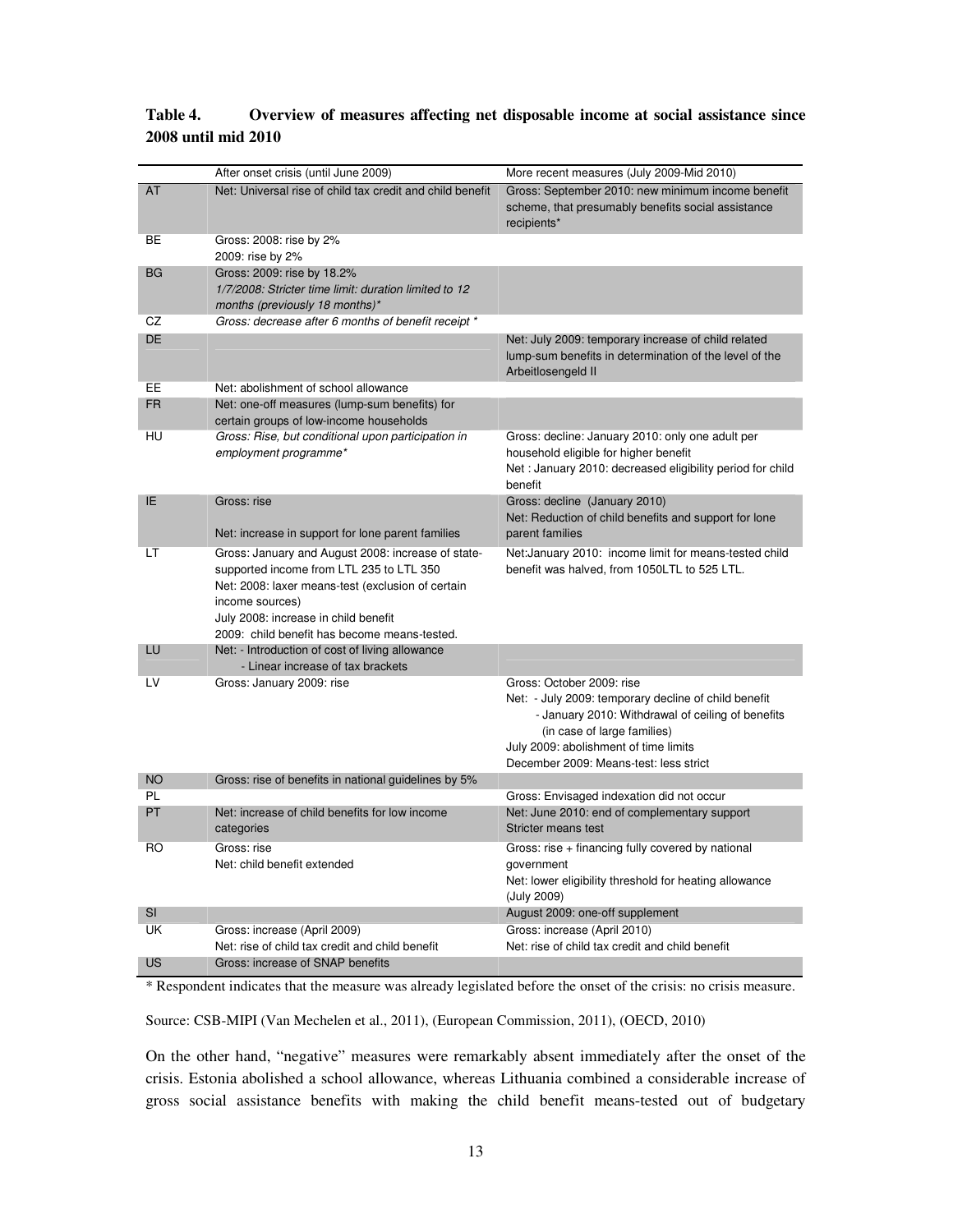**Table 4. Overview of measures affecting net disposable income at social assistance since 2008 until mid 2010**

| | After onset crisis (until June 2009) | More recent measures (July 2009-Mid 2010) |
|---|---|---|
| AT | Net: Universal rise of child tax credit and child benefit | Gross: September 2010: new minimum income benefit scheme, that presumably benefits social assistance recipients* |
| BE | Gross: 2008: rise by 2%<br>2009: rise by 2% | |
| BG | Gross: 2009: rise by 18.2%<br>*1/7/2008: Stricter time limit: duration limited to 12 months (previously 18 months)** | |
| CZ | *Gross: decrease after 6 months of benefit receipt ** | |
| DE | | Net: July 2009: temporary increase of child related lump-sum benefits in determination of the level of the Arbeitlosengeld II |
| EE | Net: abolishment of school allowance | |
| FR | Net: one-off measures (lump-sum benefits) for certain groups of low-income households | |
| HU | *Gross: Rise, but conditional upon participation in employment programme** | Gross: decline: January 2010: only one adult per household eligible for higher benefit<br>Net : January 2010: decreased eligibility period for child benefit |
| IE | Gross: rise<br><br>Net: increase in support for lone parent families | Gross: decline (January 2010)<br>Net: Reduction of child benefits and support for lone parent families |
| LT | Gross: January and August 2008: increase of state-supported income from LTL 235 to LTL 350<br>Net: 2008: laxer means-test (exclusion of certain income sources)<br>July 2008: increase in child benefit<br>2009: child benefit has become means-tested. | Net:January 2010: income limit for means-tested child benefit was halved, from 1050LTL to 525 LTL. |
| LU | Net: - Introduction of cost of living allowance<br>- Linear increase of tax brackets | |
| LV | Gross: January 2009: rise | Gross: October 2009: rise<br>Net: - July 2009: temporary decline of child benefit<br>- January 2010: Withdrawal of ceiling of benefits (in case of large families)<br>July 2009: abolishment of time limits<br>December 2009: Means-test: less strict |
| NO | Gross: rise of benefits in national guidelines by 5% | |
| PL | | Gross: Envisaged indexation did not occur |
| PT | Net: increase of child benefits for low income categories | Net: June 2010: end of complementary support<br>Stricter means test |
| RO | Gross: rise<br>Net: child benefit extended | Gross: rise + financing fully covered by national government<br>Net: lower eligibility threshold for heating allowance (July 2009) |
| SI | | August 2009: one-off supplement |
| UK | Gross: increase (April 2009)<br>Net: rise of child tax credit and child benefit | Gross: increase (April 2010)<br>Net: rise of child tax credit and child benefit |
| US | Gross: increase of SNAP benefits | |

\* Respondent indicates that the measure was already legislated before the onset of the crisis: no crisis measure.

Source: CSB-MIPI (Van Mechelen et al., 2011), (European Commission, 2011), (OECD, 2010)

On the other hand, "negative" measures were remarkably absent immediately after the onset of the crisis. Estonia abolished a school allowance, whereas Lithuania combined a considerable increase of gross social assistance benefits with making the child benefit means-tested out of budgetary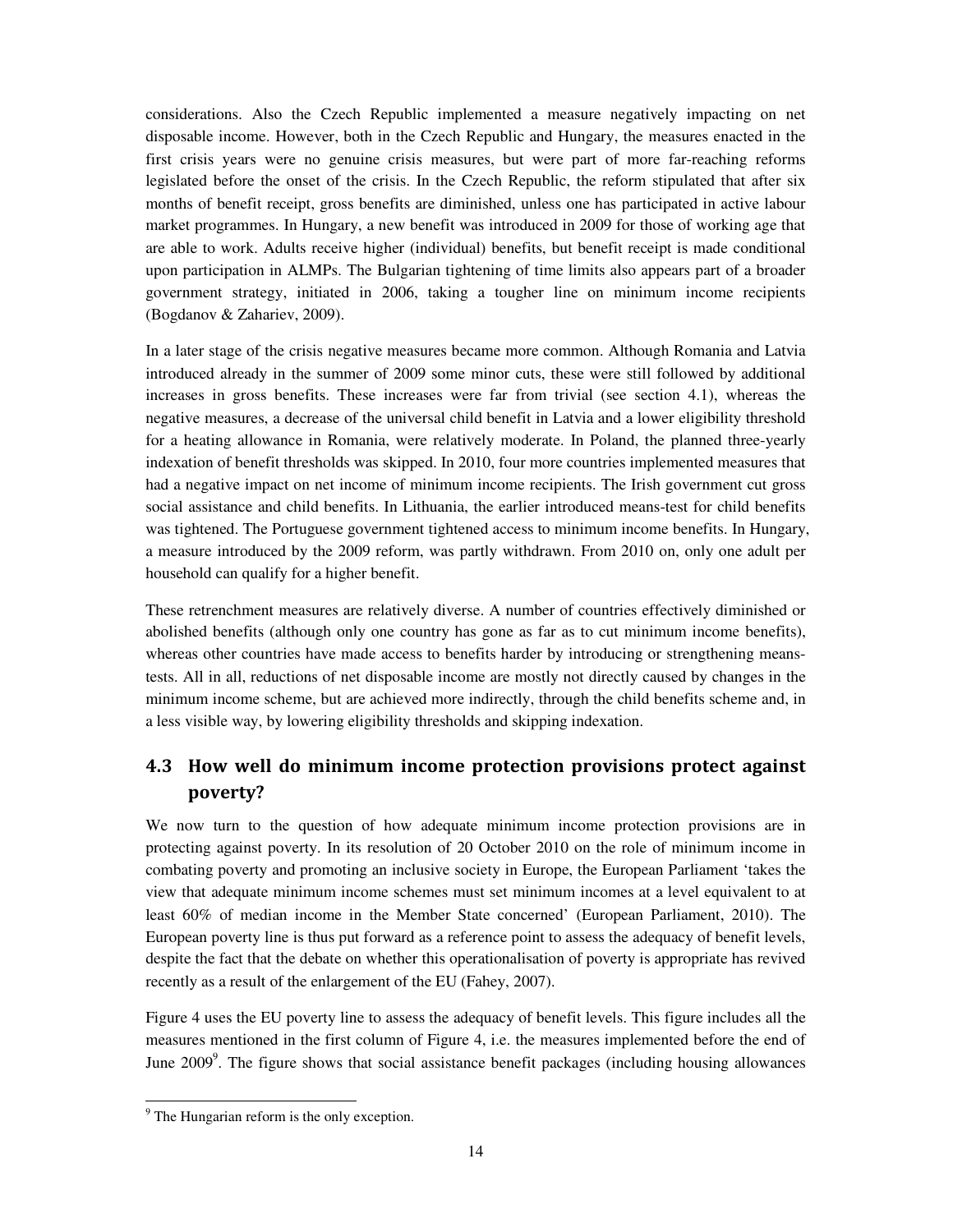considerations. Also the Czech Republic implemented a measure negatively impacting on net disposable income. However, both in the Czech Republic and Hungary, the measures enacted in the first crisis years were no genuine crisis measures, but were part of more far-reaching reforms legislated before the onset of the crisis. In the Czech Republic, the reform stipulated that after six months of benefit receipt, gross benefits are diminished, unless one has participated in active labour market programmes. In Hungary, a new benefit was introduced in 2009 for those of working age that are able to work. Adults receive higher (individual) benefits, but benefit receipt is made conditional upon participation in ALMPs. The Bulgarian tightening of time limits also appears part of a broader government strategy, initiated in 2006, taking a tougher line on minimum income recipients (Bogdanov & Zahariev, 2009).

In a later stage of the crisis negative measures became more common. Although Romania and Latvia introduced already in the summer of 2009 some minor cuts, these were still followed by additional increases in gross benefits. These increases were far from trivial (see section 4.1), whereas the negative measures, a decrease of the universal child benefit in Latvia and a lower eligibility threshold for a heating allowance in Romania, were relatively moderate. In Poland, the planned three-yearly indexation of benefit thresholds was skipped. In 2010, four more countries implemented measures that had a negative impact on net income of minimum income recipients. The Irish government cut gross social assistance and child benefits. In Lithuania, the earlier introduced means-test for child benefits was tightened. The Portuguese government tightened access to minimum income benefits. In Hungary, a measure introduced by the 2009 reform, was partly withdrawn. From 2010 on, only one adult per household can qualify for a higher benefit.

These retrenchment measures are relatively diverse. A number of countries effectively diminished or abolished benefits (although only one country has gone as far as to cut minimum income benefits), whereas other countries have made access to benefits harder by introducing or strengthening means-tests. All in all, reductions of net disposable income are mostly not directly caused by changes in the minimum income scheme, but are achieved more indirectly, through the child benefits scheme and, in a less visible way, by lowering eligibility thresholds and skipping indexation.

## 4.3 How well do minimum income protection provisions protect against poverty?

We now turn to the question of how adequate minimum income protection provisions are in protecting against poverty. In its resolution of 20 October 2010 on the role of minimum income in combating poverty and promoting an inclusive society in Europe, the European Parliament 'takes the view that adequate minimum income schemes must set minimum incomes at a level equivalent to at least 60% of median income in the Member State concerned' (European Parliament, 2010). The European poverty line is thus put forward as a reference point to assess the adequacy of benefit levels, despite the fact that the debate on whether this operationalisation of poverty is appropriate has revived recently as a result of the enlargement of the EU (Fahey, 2007).

Figure 4 uses the EU poverty line to assess the adequacy of benefit levels. This figure includes all the measures mentioned in the first column of Figure 4, i.e. the measures implemented before the end of June 2009[9]. The figure shows that social assistance benefit packages (including housing allowances

[9] The Hungarian reform is the only exception.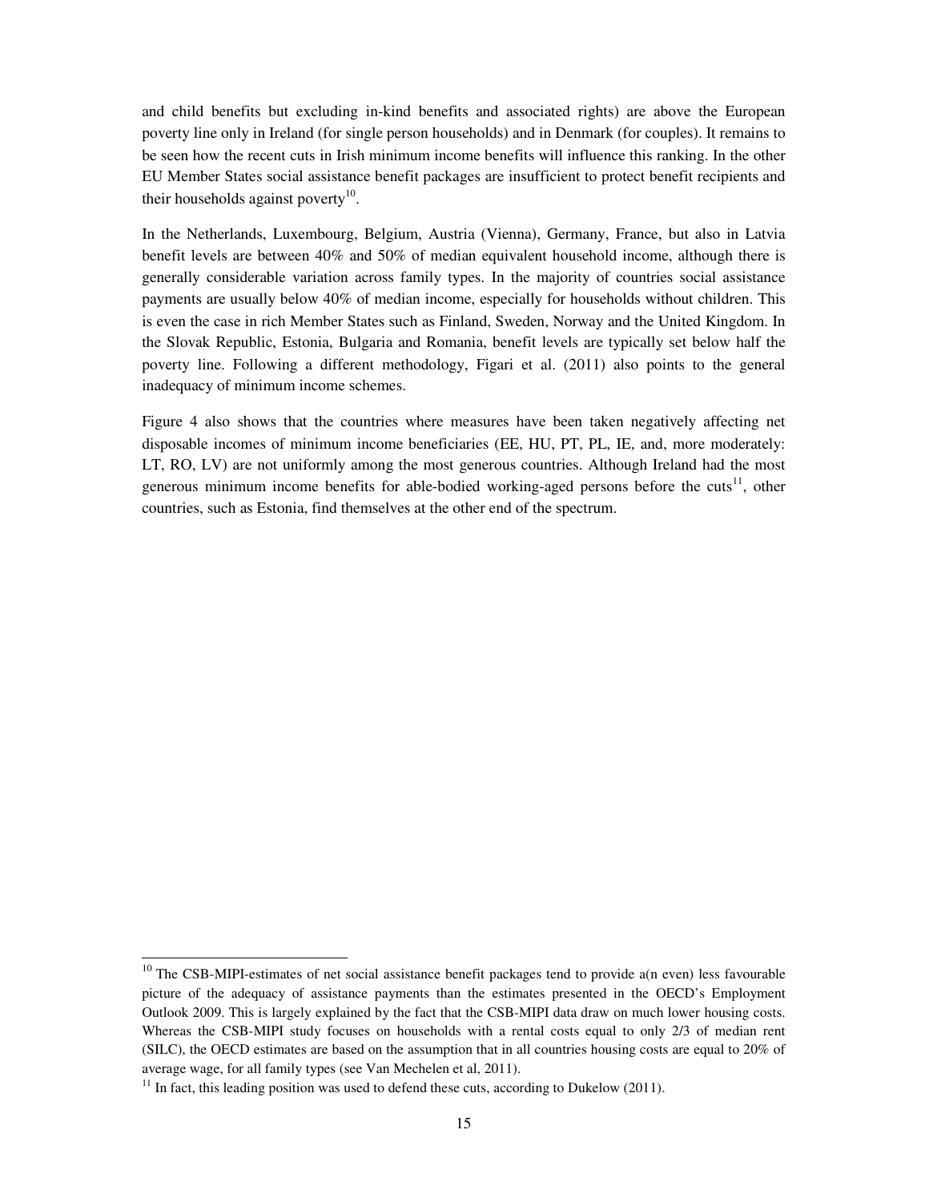and child benefits but excluding in-kind benefits and associated rights) are above the European poverty line only in Ireland (for single person households) and in Denmark (for couples). It remains to be seen how the recent cuts in Irish minimum income benefits will influence this ranking. In the other EU Member States social assistance benefit packages are insufficient to protect benefit recipients and their households against poverty[10].

In the Netherlands, Luxembourg, Belgium, Austria (Vienna), Germany, France, but also in Latvia benefit levels are between 40% and 50% of median equivalent household income, although there is generally considerable variation across family types. In the majority of countries social assistance payments are usually below 40% of median income, especially for households without children. This is even the case in rich Member States such as Finland, Sweden, Norway and the United Kingdom. In the Slovak Republic, Estonia, Bulgaria and Romania, benefit levels are typically set below half the poverty line. Following a different methodology, Figari et al. (2011) also points to the general inadequacy of minimum income schemes.

Figure 4 also shows that the countries where measures have been taken negatively affecting net disposable incomes of minimum income beneficiaries (EE, HU, PT, PL, IE, and, more moderately: LT, RO, LV) are not uniformly among the most generous countries. Although Ireland had the most generous minimum income benefits for able-bodied working-aged persons before the cuts[11], other countries, such as Estonia, find themselves at the other end of the spectrum.

---

[10] The CSB-MIPI-estimates of net social assistance benefit packages tend to provide a(n even) less favourable picture of the adequacy of assistance payments than the estimates presented in the OECD's Employment Outlook 2009. This is largely explained by the fact that the CSB-MIPI data draw on much lower housing costs. Whereas the CSB-MIPI study focuses on households with a rental costs equal to only 2/3 of median rent (SILC), the OECD estimates are based on the assumption that in all countries housing costs are equal to 20% of average wage, for all family types (see Van Mechelen et al, 2011).

[11] In fact, this leading position was used to defend these cuts, according to Dukelow (2011).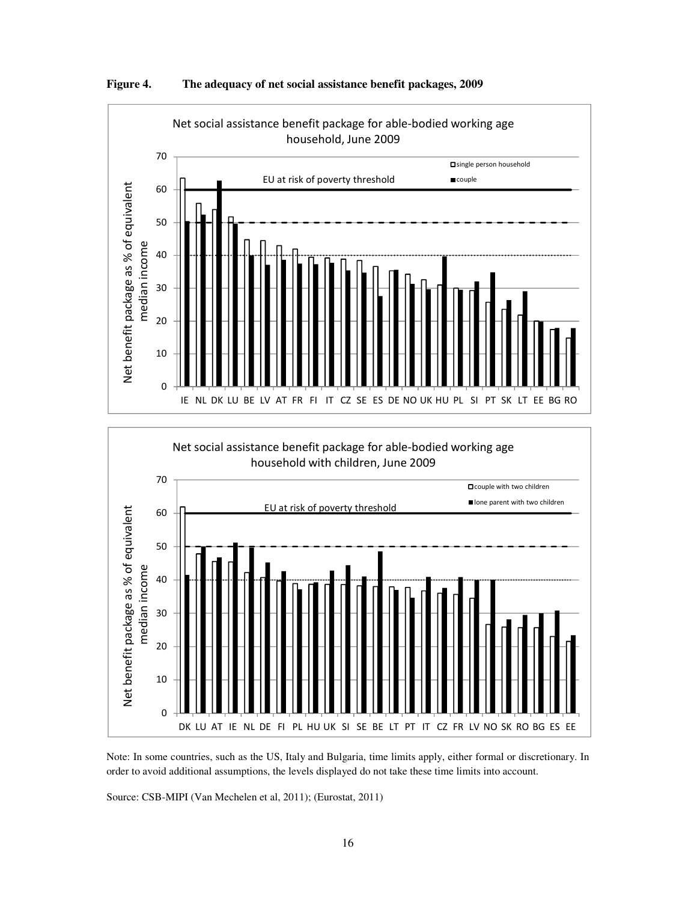**Figure 4. The adequacy of net social assistance benefit packages, 2009**

Note: In some countries, such as the US, Italy and Bulgaria, time limits apply, either formal or discretionary. In order to avoid additional assumptions, the levels displayed do not take these time limits into account.

Source: CSB-MIPI (Van Mechelen et al, 2011); (Eurostat, 2011)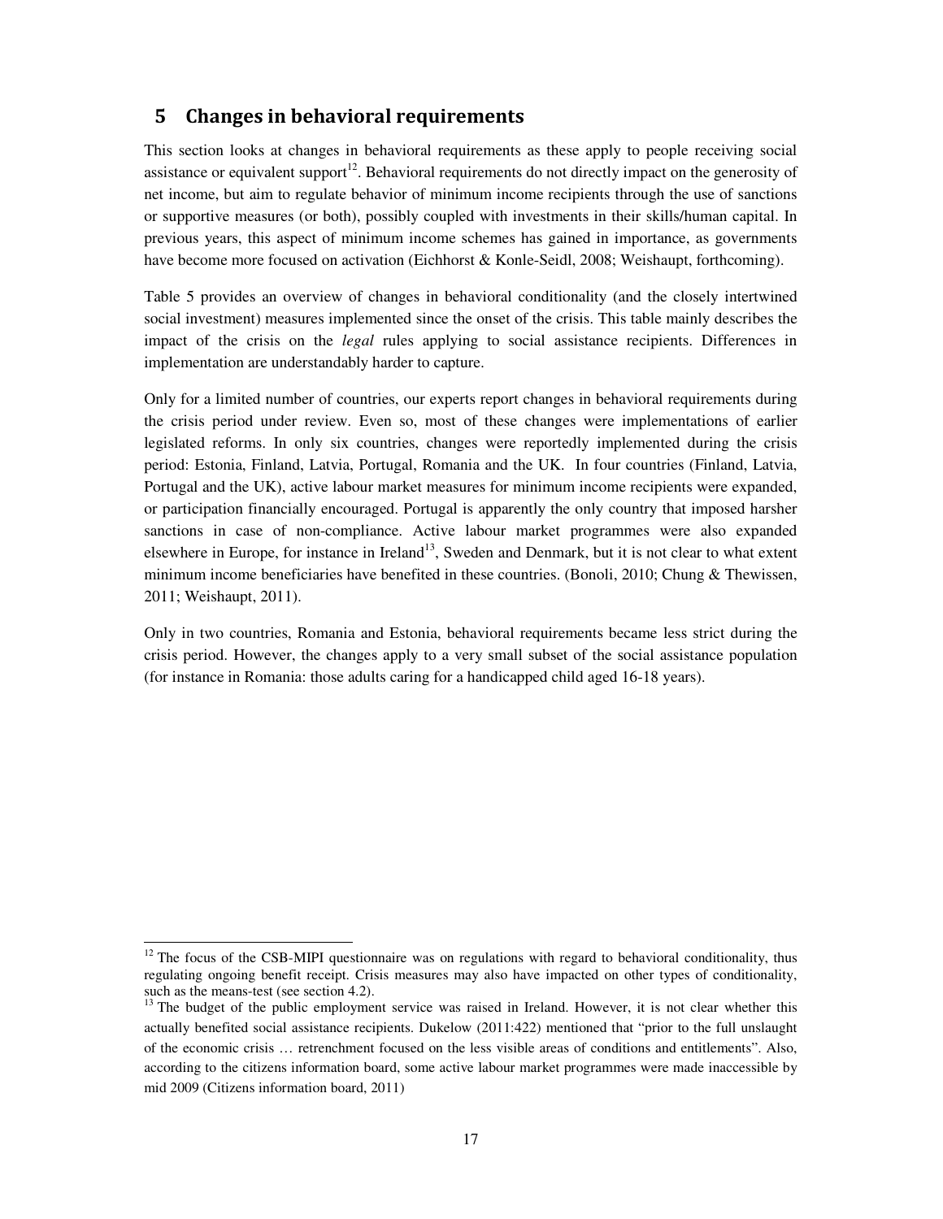## 5 Changes in behavioral requirements

This section looks at changes in behavioral requirements as these apply to people receiving social assistance or equivalent support[12]. Behavioral requirements do not directly impact on the generosity of net income, but aim to regulate behavior of minimum income recipients through the use of sanctions or supportive measures (or both), possibly coupled with investments in their skills/human capital. In previous years, this aspect of minimum income schemes has gained in importance, as governments have become more focused on activation (Eichhorst & Konle-Seidl, 2008; Weishaupt, forthcoming).

Table 5 provides an overview of changes in behavioral conditionality (and the closely intertwined social investment) measures implemented since the onset of the crisis. This table mainly describes the impact of the crisis on the *legal* rules applying to social assistance recipients. Differences in implementation are understandably harder to capture.

Only for a limited number of countries, our experts report changes in behavioral requirements during the crisis period under review. Even so, most of these changes were implementations of earlier legislated reforms. In only six countries, changes were reportedly implemented during the crisis period: Estonia, Finland, Latvia, Portugal, Romania and the UK. In four countries (Finland, Latvia, Portugal and the UK), active labour market measures for minimum income recipients were expanded, or participation financially encouraged. Portugal is apparently the only country that imposed harsher sanctions in case of non-compliance. Active labour market programmes were also expanded elsewhere in Europe, for instance in Ireland[13], Sweden and Denmark, but it is not clear to what extent minimum income beneficiaries have benefited in these countries. (Bonoli, 2010; Chung & Thewissen, 2011; Weishaupt, 2011).

Only in two countries, Romania and Estonia, behavioral requirements became less strict during the crisis period. However, the changes apply to a very small subset of the social assistance population (for instance in Romania: those adults caring for a handicapped child aged 16-18 years).

---

[12] The focus of the CSB-MIPI questionnaire was on regulations with regard to behavioral conditionality, thus regulating ongoing benefit receipt. Crisis measures may also have impacted on other types of conditionality, such as the means-test (see section 4.2).

[13] The budget of the public employment service was raised in Ireland. However, it is not clear whether this actually benefited social assistance recipients. Dukelow (2011:422) mentioned that "prior to the full unslaught of the economic crisis … retrenchment focused on the less visible areas of conditions and entitlements". Also, according to the citizens information board, some active labour market programmes were made inaccessible by mid 2009 (Citizens information board, 2011)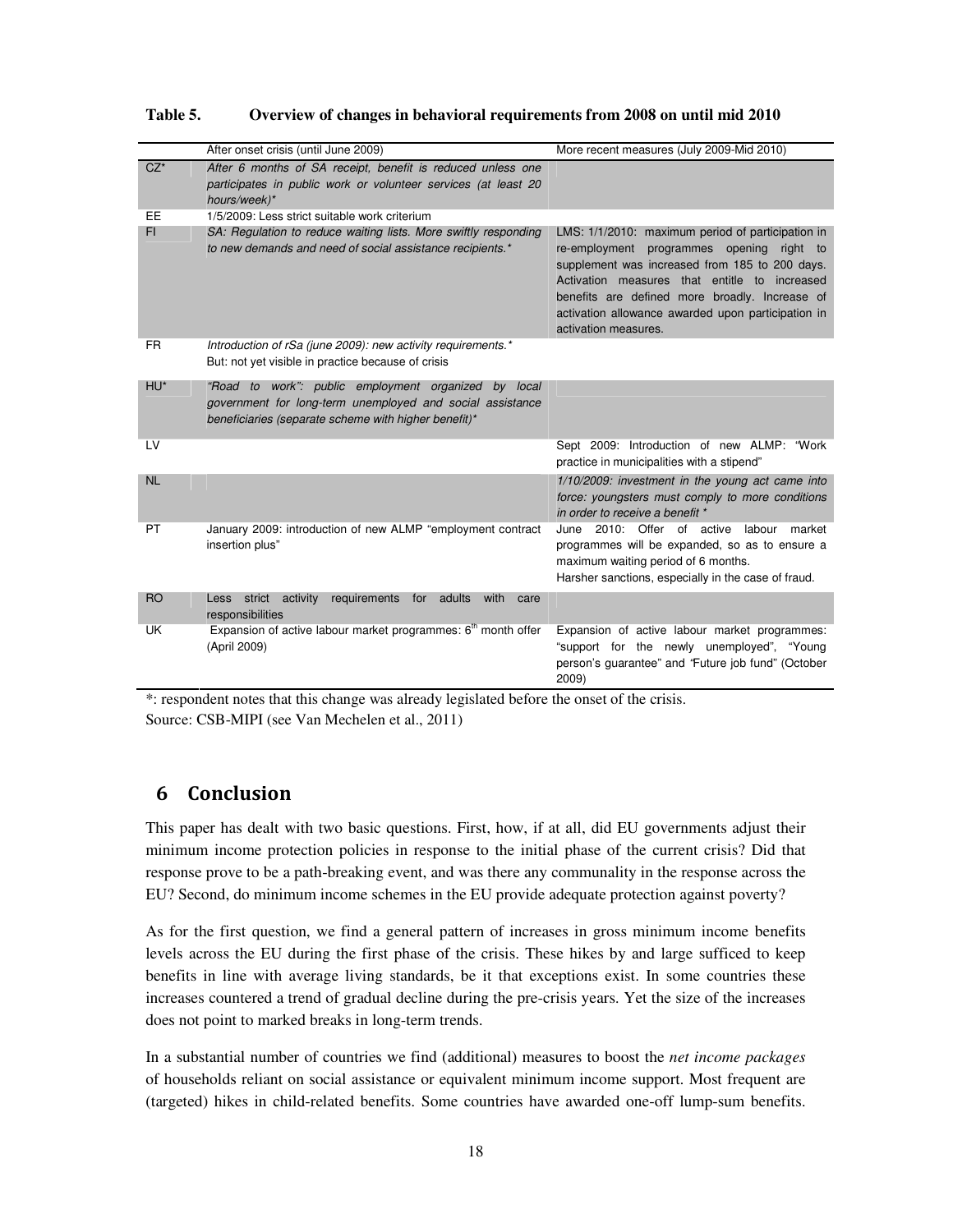**Table 5. Overview of changes in behavioral requirements from 2008 on until mid 2010**

| | After onset crisis (until June 2009) | More recent measures (July 2009-Mid 2010) |
|---|---|---|
| CZ* | *After 6 months of SA receipt, benefit is reduced unless one participates in public work or volunteer services (at least 20 hours/week)** | |
| EE | 1/5/2009: Less strict suitable work criterium | |
| FI | *SA: Regulation to reduce waiting lists. More swiftly responding to new demands and need of social assistance recipients.** | LMS: 1/1/2010: maximum period of participation in re-employment programmes opening right to supplement was increased from 185 to 200 days. Activation measures that entitle to increased benefits are defined more broadly. Increase of activation allowance awarded upon participation in activation measures. |
| FR | *Introduction of rSa (june 2009): new activity requirements.** But: not yet visible in practice because of crisis | |
| HU* | *"Road to work": public employment organized by local government for long-term unemployed and social assistance beneficiaries (separate scheme with higher benefit)** | |
| LV | | Sept 2009: Introduction of new ALMP: "Work practice in municipalities with a stipend" |
| NL | | *1/10/2009: investment in the young act came into force: youngsters must comply to more conditions in order to receive a benefit ** |
| PT | January 2009: introduction of new ALMP "employment contract insertion plus" | June 2010: Offer of active labour market programmes will be expanded, so as to ensure a maximum waiting period of 6 months. Harsher sanctions, especially in the case of fraud. |
| RO | Less strict activity requirements for adults with care responsibilities | |
| UK | Expansion of active labour market programmes: 6th month offer (April 2009) | Expansion of active labour market programmes: "support for the newly unemployed", "Young person's guarantee" and "Future job fund" (October 2009) |

*: respondent notes that this change was already legislated before the onset of the crisis.
Source: CSB-MIPI (see Van Mechelen et al., 2011)

# 6 Conclusion

This paper has dealt with two basic questions. First, how, if at all, did EU governments adjust their minimum income protection policies in response to the initial phase of the current crisis? Did that response prove to be a path-breaking event, and was there any communality in the response across the EU? Second, do minimum income schemes in the EU provide adequate protection against poverty?

As for the first question, we find a general pattern of increases in gross minimum income benefits levels across the EU during the first phase of the crisis. These hikes by and large sufficed to keep benefits in line with average living standards, be it that exceptions exist. In some countries these increases countered a trend of gradual decline during the pre-crisis years. Yet the size of the increases does not point to marked breaks in long-term trends.

In a substantial number of countries we find (additional) measures to boost the *net income packages* of households reliant on social assistance or equivalent minimum income support. Most frequent are (targeted) hikes in child-related benefits. Some countries have awarded one-off lump-sum benefits.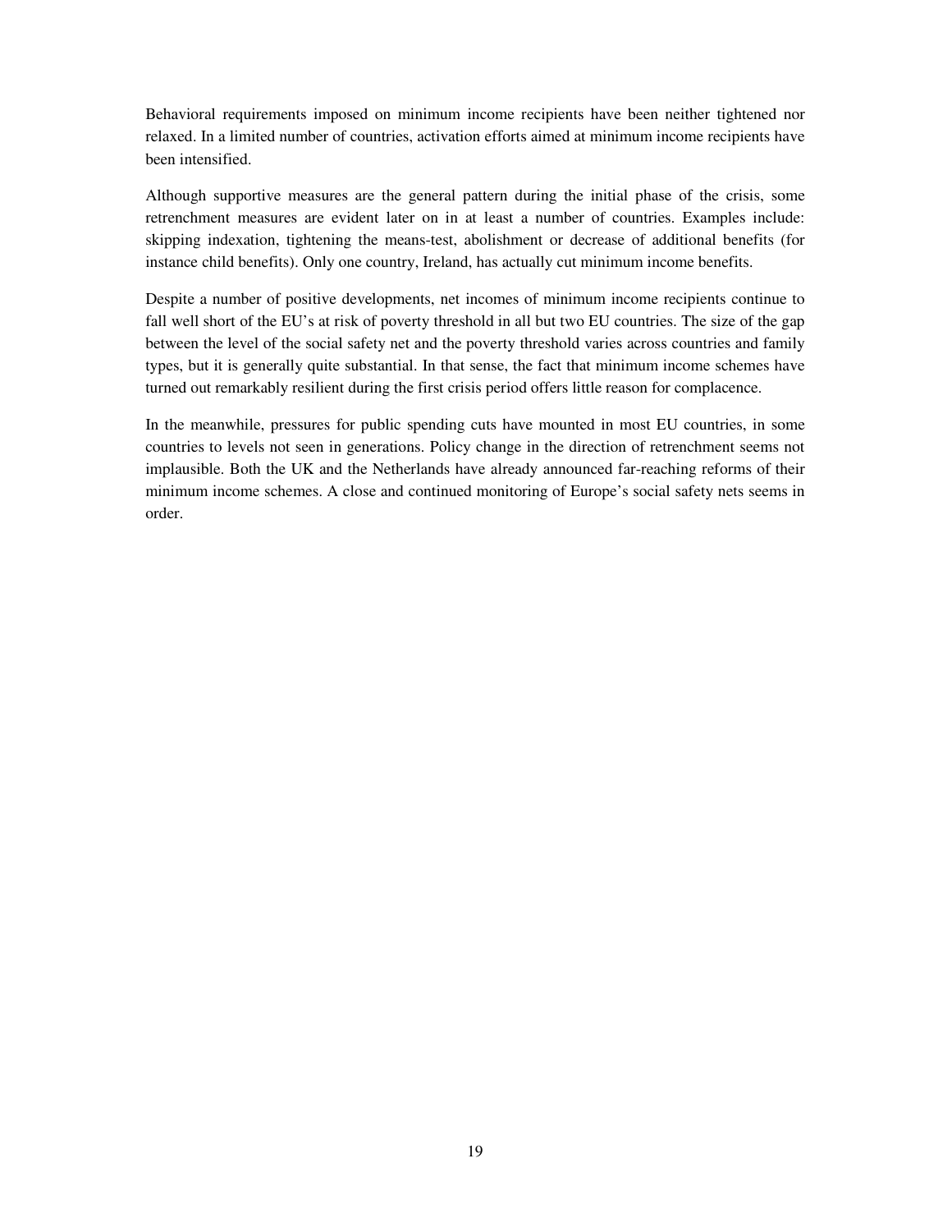Behavioral requirements imposed on minimum income recipients have been neither tightened nor relaxed. In a limited number of countries, activation efforts aimed at minimum income recipients have been intensified.

Although supportive measures are the general pattern during the initial phase of the crisis, some retrenchment measures are evident later on in at least a number of countries. Examples include: skipping indexation, tightening the means-test, abolishment or decrease of additional benefits (for instance child benefits). Only one country, Ireland, has actually cut minimum income benefits.

Despite a number of positive developments, net incomes of minimum income recipients continue to fall well short of the EU's at risk of poverty threshold in all but two EU countries. The size of the gap between the level of the social safety net and the poverty threshold varies across countries and family types, but it is generally quite substantial. In that sense, the fact that minimum income schemes have turned out remarkably resilient during the first crisis period offers little reason for complacence.

In the meanwhile, pressures for public spending cuts have mounted in most EU countries, in some countries to levels not seen in generations. Policy change in the direction of retrenchment seems not implausible. Both the UK and the Netherlands have already announced far-reaching reforms of their minimum income schemes. A close and continued monitoring of Europe's social safety nets seems in order.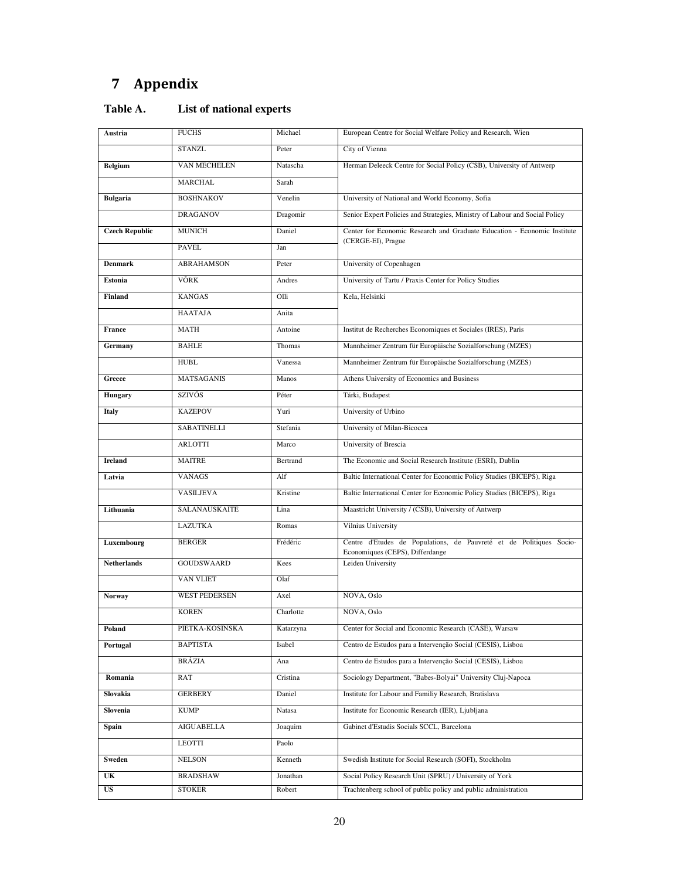# 7 Appendix

## Table A. List of national experts

| | | | |
|---|---|---|---|
| **Austria** | FUCHS | Michael | European Centre for Social Welfare Policy and Research, Wien |
| | STANZL | Peter | City of Vienna |
| **Belgium** | VAN MECHELEN | Natascha | Herman Deleeck Centre for Social Policy (CSB), University of Antwerp |
| | MARCHAL | Sarah | |
| **Bulgaria** | BOSHNAKOV | Venelin | University of National and World Economy, Sofia |
| | DRAGANOV | Dragomir | Senior Expert Policies and Strategies, Ministry of Labour and Social Policy |
| **Czech Republic** | MUNICH | Daniel | Center for Economic Research and Graduate Education - Economic Institute (CERGE-EI), Prague |
| | PAVEL | Jan | |
| **Denmark** | ABRAHAMSON | Peter | University of Copenhagen |
| **Estonia** | VÕRK | Andres | University of Tartu / Praxis Center for Policy Studies |
| **Finland** | KANGAS | Olli | Kela, Helsinki |
| | HAATAJA | Anita | |
| **France** | MATH | Antoine | Institut de Recherches Economiques et Sociales (IRES), Paris |
| **Germany** | BAHLE | Thomas | Mannheimer Zentrum für Europäische Sozialforschung (MZES) |
| | HUBL | Vanessa | Mannheimer Zentrum für Europäische Sozialforschung (MZES) |
| **Greece** | MATSAGANIS | Manos | Athens University of Economics and Business |
| **Hungary** | SZIVÓS | Péter | Tárki, Budapest |
| **Italy** | KAZEPOV | Yuri | University of Urbino |
| | SABATINELLI | Stefania | University of Milan-Bicocca |
| | ARLOTTI | Marco | University of Brescia |
| **Ireland** | MAITRE | Bertrand | The Economic and Social Research Institute (ESRI), Dublin |
| **Latvia** | VANAGS | Alf | Baltic International Center for Economic Policy Studies (BICEPS), Riga |
| | VASILJEVA | Kristine | Baltic International Center for Economic Policy Studies (BICEPS), Riga |
| **Lithuania** | SALANAUSKAITE | Lina | Maastricht University / (CSB), University of Antwerp |
| | LAZUTKA | Romas | Vilnius University |
| **Luxembourg** | BERGER | Frédéric | Centre d'Etudes de Populations, de Pauvreté et de Politiques Socio-Economiques (CEPS), Differdange |
| **Netherlands** | GOUDSWAARD | Kees | Leiden University |
| | VAN VLIET | Olaf | |
| **Norway** | WEST PEDERSEN | Axel | NOVA, Oslo |
| | KOREN | Charlotte | NOVA, Oslo |
| **Poland** | PIETKA-KOSINSKA | Katarzyna | Center for Social and Economic Research (CASE), Warsaw |
| **Portugal** | BAPTISTA | Isabel | Centro de Estudos para a Intervenção Social (CESIS), Lisboa |
| | BRÁZIA | Ana | Centro de Estudos para a Intervenção Social (CESIS), Lisboa |
| **Romania** | RAT | Cristina | Sociology Department, "Babes-Bolyai" University Cluj-Napoca |
| **Slovakia** | GERBERY | Daniel | Institute for Labour and Familiy Research, Bratislava |
| **Slovenia** | KUMP | Natasa | Institute for Economic Research (IER), Ljubljana |
| **Spain** | AIGUABELLA | Joaquim | Gabinet d'Estudis Socials SCCL, Barcelona |
| | LEOTTI | Paolo | |
| **Sweden** | NELSON | Kenneth | Swedish Institute for Social Research (SOFI), Stockholm |
| **UK** | BRADSHAW | Jonathan | Social Policy Research Unit (SPRU) / University of York |
| **US** | STOKER | Robert | Trachtenberg school of public policy and public administration |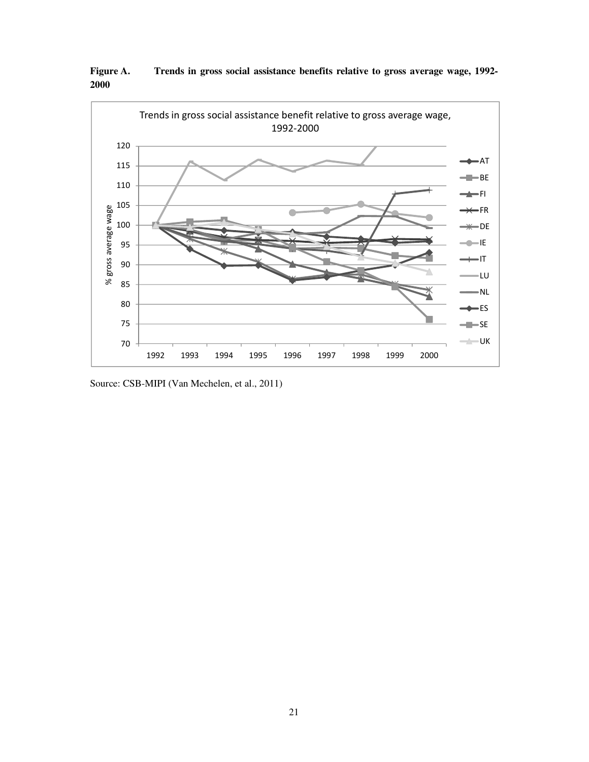**Figure A. Trends in gross social assistance benefits relative to gross average wage, 1992-2000**

Source: CSB-MIPI (Van Mechelen, et al., 2011)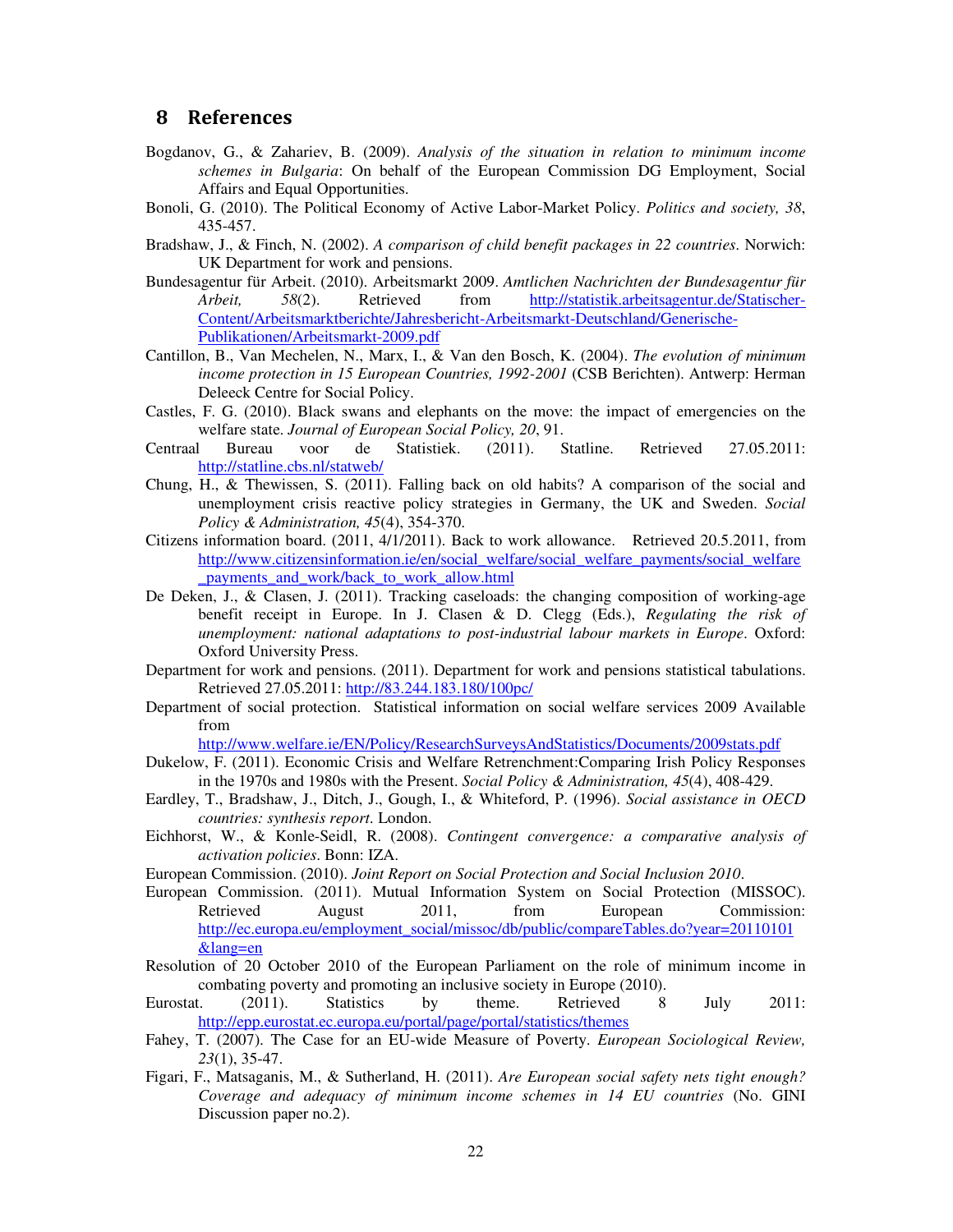## 8 References

Bogdanov, G., & Zahariev, B. (2009). *Analysis of the situation in relation to minimum income schemes in Bulgaria*: On behalf of the European Commission DG Employment, Social Affairs and Equal Opportunities.

Bonoli, G. (2010). The Political Economy of Active Labor-Market Policy. *Politics and society, 38*, 435-457.

Bradshaw, J., & Finch, N. (2002). *A comparison of child benefit packages in 22 countries*. Norwich: UK Department for work and pensions.

Bundesagentur für Arbeit. (2010). Arbeitsmarkt 2009. *Amtlichen Nachrichten der Bundesagentur für Arbeit, 58*(2). Retrieved from http://statistik.arbeitsagentur.de/Statischer-Content/Arbeitsmarktberichte/Jahresbericht-Arbeitsmarkt-Deutschland/Generische-Publikationen/Arbeitsmarkt-2009.pdf

Cantillon, B., Van Mechelen, N., Marx, I., & Van den Bosch, K. (2004). *The evolution of minimum income protection in 15 European Countries, 1992-2001* (CSB Berichten). Antwerp: Herman Deleeck Centre for Social Policy.

Castles, F. G. (2010). Black swans and elephants on the move: the impact of emergencies on the welfare state. *Journal of European Social Policy, 20*, 91.

Centraal Bureau voor de Statistiek. (2011). Statline. Retrieved 27.05.2011: http://statline.cbs.nl/statweb/

Chung, H., & Thewissen, S. (2011). Falling back on old habits? A comparison of the social and unemployment crisis reactive policy strategies in Germany, the UK and Sweden. *Social Policy & Administration, 45*(4), 354-370.

Citizens information board. (2011, 4/1/2011). Back to work allowance. Retrieved 20.5.2011, from http://www.citizensinformation.ie/en/social_welfare/social_welfare_payments/social_welfare_payments_and_work/back_to_work_allow.html

De Deken, J., & Clasen, J. (2011). Tracking caseloads: the changing composition of working-age benefit receipt in Europe. In J. Clasen & D. Clegg (Eds.), *Regulating the risk of unemployment: national adaptations to post-industrial labour markets in Europe*. Oxford: Oxford University Press.

Department for work and pensions. (2011). Department for work and pensions statistical tabulations. Retrieved 27.05.2011: http://83.244.183.180/100pc/

Department of social protection. Statistical information on social welfare services 2009 Available from http://www.welfare.ie/EN/Policy/ResearchSurveysAndStatistics/Documents/2009stats.pdf

Dukelow, F. (2011). Economic Crisis and Welfare Retrenchment:Comparing Irish Policy Responses in the 1970s and 1980s with the Present. *Social Policy & Administration, 45*(4), 408-429.

Eardley, T., Bradshaw, J., Ditch, J., Gough, I., & Whiteford, P. (1996). *Social assistance in OECD countries: synthesis report*. London.

Eichhorst, W., & Konle-Seidl, R. (2008). *Contingent convergence: a comparative analysis of activation policies*. Bonn: IZA.

European Commission. (2010). *Joint Report on Social Protection and Social Inclusion 2010*.

European Commission. (2011). Mutual Information System on Social Protection (MISSOC). Retrieved August 2011, from European Commission: http://ec.europa.eu/employment_social/missoc/db/public/compareTables.do?year=20110101&lang=en

Resolution of 20 October 2010 of the European Parliament on the role of minimum income in combating poverty and promoting an inclusive society in Europe (2010).

Eurostat. (2011). Statistics by theme. Retrieved 8 July 2011: http://epp.eurostat.ec.europa.eu/portal/page/portal/statistics/themes

Fahey, T. (2007). The Case for an EU-wide Measure of Poverty. *European Sociological Review, 23*(1), 35-47.

Figari, F., Matsaganis, M., & Sutherland, H. (2011). *Are European social safety nets tight enough? Coverage and adequacy of minimum income schemes in 14 EU countries* (No. GINI Discussion paper no.2).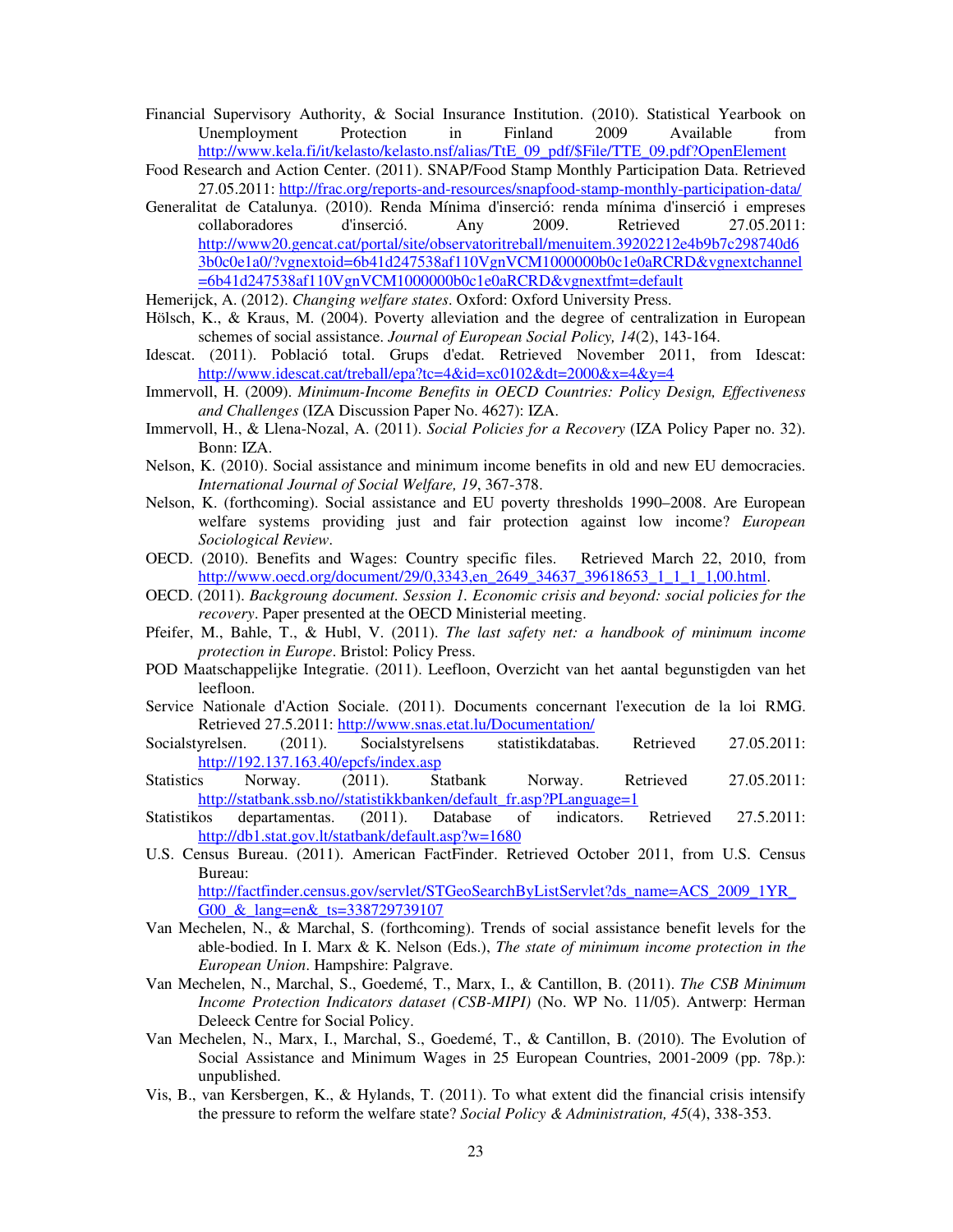Financial Supervisory Authority, & Social Insurance Institution. (2010). Statistical Yearbook on Unemployment Protection in Finland 2009 Available from http://www.kela.fi/it/kelasto/kelasto.nsf/alias/TtE_09_pdf/$File/TTE_09.pdf?OpenElement

Food Research and Action Center. (2011). SNAP/Food Stamp Monthly Participation Data. Retrieved 27.05.2011: http://frac.org/reports-and-resources/snapfood-stamp-monthly-participation-data/

Generalitat de Catalunya. (2010). Renda Mínima d'inserció: renda mínima d'inserció i empreses collaboradores d'inserció. Any 2009. Retrieved 27.05.2011: http://www20.gencat.cat/portal/site/observatoritreball/menuitem.39202212e4b9b7c298740d63b0c0e1a0/?vgnextoid=6b41d247538af110VgnVCM1000000b0c1e0aRCRD&vgnextchannel=6b41d247538af110VgnVCM1000000b0c1e0aRCRD&vgnextfmt=default

Hemerijck, A. (2012). *Changing welfare states*. Oxford: Oxford University Press.

Hölsch, K., & Kraus, M. (2004). Poverty alleviation and the degree of centralization in European schemes of social assistance. *Journal of European Social Policy, 14*(2), 143-164.

Idescat. (2011). Població total. Grups d'edat. Retrieved November 2011, from Idescat: http://www.idescat.cat/treball/epa?tc=4&id=xc0102&dt=2000&x=4&y=4

Immervoll, H. (2009). *Minimum-Income Benefits in OECD Countries: Policy Design, Effectiveness and Challenges* (IZA Discussion Paper No. 4627): IZA.

Immervoll, H., & Llena-Nozal, A. (2011). *Social Policies for a Recovery* (IZA Policy Paper no. 32). Bonn: IZA.

Nelson, K. (2010). Social assistance and minimum income benefits in old and new EU democracies. *International Journal of Social Welfare, 19*, 367-378.

Nelson, K. (forthcoming). Social assistance and EU poverty thresholds 1990–2008. Are European welfare systems providing just and fair protection against low income? *European Sociological Review*.

OECD. (2010). Benefits and Wages: Country specific files. Retrieved March 22, 2010, from http://www.oecd.org/document/29/0,3343,en_2649_34637_39618653_1_1_1_1,00.html.

OECD. (2011). *Backgroung document. Session 1. Economic crisis and beyond: social policies for the recovery*. Paper presented at the OECD Ministerial meeting.

Pfeifer, M., Bahle, T., & Hubl, V. (2011). *The last safety net: a handbook of minimum income protection in Europe*. Bristol: Policy Press.

POD Maatschappelijke Integratie. (2011). Leefloon, Overzicht van het aantal begunstigden van het leefloon.

Service Nationale d'Action Sociale. (2011). Documents concernant l'execution de la loi RMG. Retrieved 27.5.2011: http://www.snas.etat.lu/Documentation/

Socialstyrelsen. (2011). Socialstyrelsens statistikdatabas. Retrieved 27.05.2011: http://192.137.163.40/epcfs/index.asp

Statistics Norway. (2011). Statbank Norway. Retrieved 27.05.2011: http://statbank.ssb.no//statistikkbanken/default_fr.asp?PLanguage=1

Statistikos departamentas. (2011). Database of indicators. Retrieved 27.5.2011: http://db1.stat.gov.lt/statbank/default.asp?w=1680

U.S. Census Bureau. (2011). American FactFinder. Retrieved October 2011, from U.S. Census Bureau: http://factfinder.census.gov/servlet/STGeoSearchByListServlet?ds_name=ACS_2009_1YR_G00_&_lang=en&_ts=338729739107

Van Mechelen, N., & Marchal, S. (forthcoming). Trends of social assistance benefit levels for the able-bodied. In I. Marx & K. Nelson (Eds.), *The state of minimum income protection in the European Union*. Hampshire: Palgrave.

Van Mechelen, N., Marchal, S., Goedemé, T., Marx, I., & Cantillon, B. (2011). *The CSB Minimum Income Protection Indicators dataset (CSB-MIPI)* (No. WP No. 11/05). Antwerp: Herman Deleeck Centre for Social Policy.

Van Mechelen, N., Marx, I., Marchal, S., Goedemé, T., & Cantillon, B. (2010). The Evolution of Social Assistance and Minimum Wages in 25 European Countries, 2001-2009 (pp. 78p.): unpublished.

Vis, B., van Kersbergen, K., & Hylands, T. (2011). To what extent did the financial crisis intensify the pressure to reform the welfare state? *Social Policy & Administration, 45*(4), 338-353.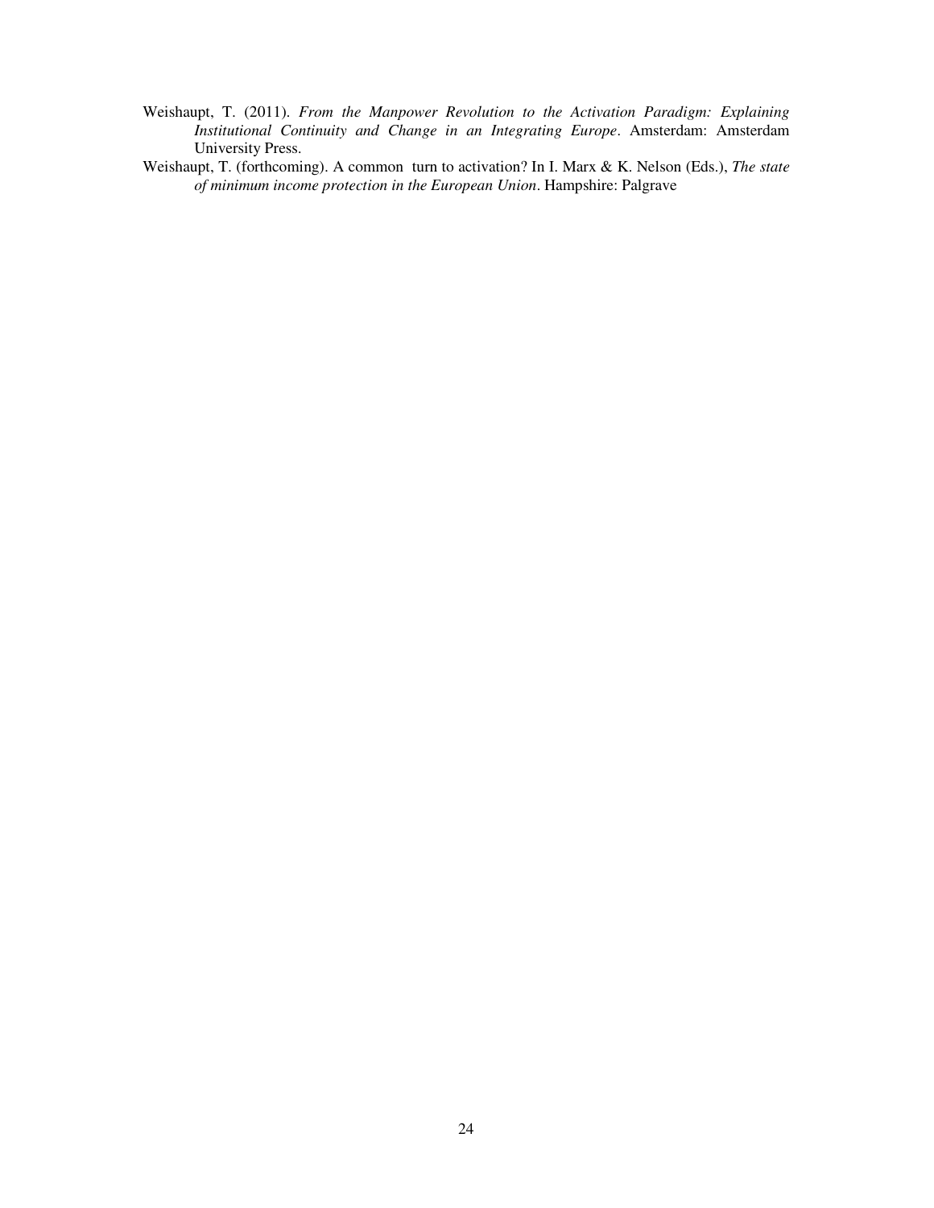Weishaupt, T. (2011). *From the Manpower Revolution to the Activation Paradigm: Explaining Institutional Continuity and Change in an Integrating Europe*. Amsterdam: Amsterdam University Press.

Weishaupt, T. (forthcoming). A common turn to activation? In I. Marx & K. Nelson (Eds.), *The state of minimum income protection in the European Union*. Hampshire: Palgrave